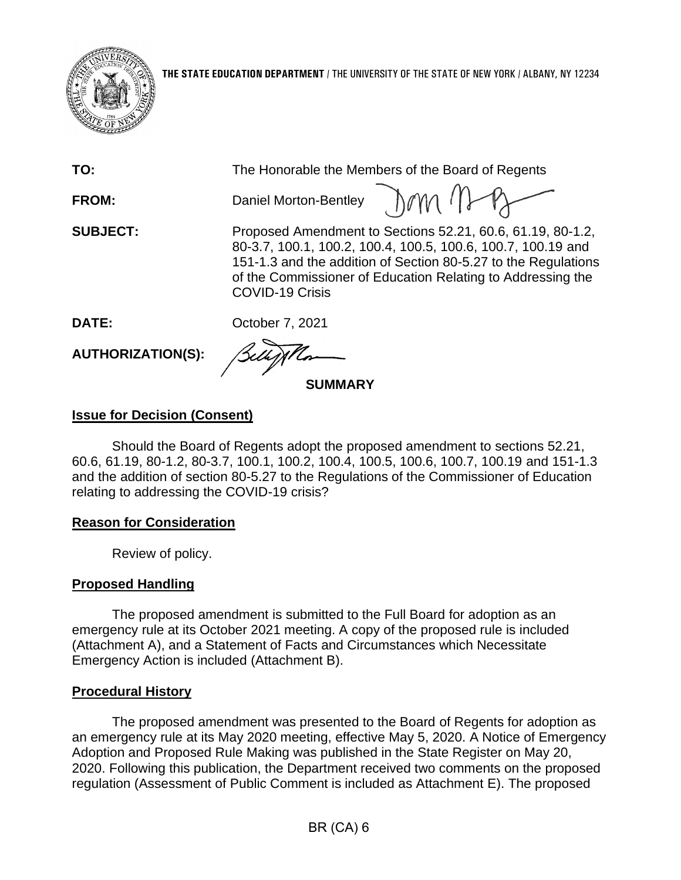THE STATE EDUCATION DEPARTMENT / THE UNIVERSITY OF THE STATE OF NEW YORK / ALBANY, NY 12234

**TO:** The Honorable the Members of the Board of Regents

**FROM:** Daniel Morton-Bentley

**SUBJECT:** Proposed Amendment to Sections 52.21, 60.6, 61.19, 80-1.2, 80-3.7, 100.1, 100.2, 100.4, 100.5, 100.6, 100.7, 100.19 and 151-1.3 and the addition of Section 80-5.27 to the Regulations of the Commissioner of Education Relating to Addressing the COVID-19 Crisis

**DATE:** October 7, 2021

**AUTHORIZATION(S):**

**SUMMARY**

## Issue for Decision (Consent)

Should the Board of Regents adopt the proposed amendment to sections 52.21, 60.6, 61.19, 80-1.2, 80-3.7, 100.1, 100.2, 100.4, 100.5, 100.6, 100.7, 100.19 and 151-1.3 and the addition of section 80-5.27 to the Regulations of the Commissioner of Education relating to addressing the COVID-19 crisis?

## Reason for Consideration

Review of policy.

## Proposed Handling

The proposed amendment is submitted to the Full Board for adoption as an emergency rule at its October 2021 meeting. A copy of the proposed rule is included (Attachment A), and a Statement of Facts and Circumstances which Necessitate Emergency Action is included (Attachment B).

## Procedural History

The proposed amendment was presented to the Board of Regents for adoption as an emergency rule at its May 2020 meeting, effective May 5, 2020. A Notice of Emergency Adoption and Proposed Rule Making was published in the State Register on May 20, 2020. Following this publication, the Department received two comments on the proposed regulation (Assessment of Public Comment is included as Attachment E). The proposed

BR (CA) 6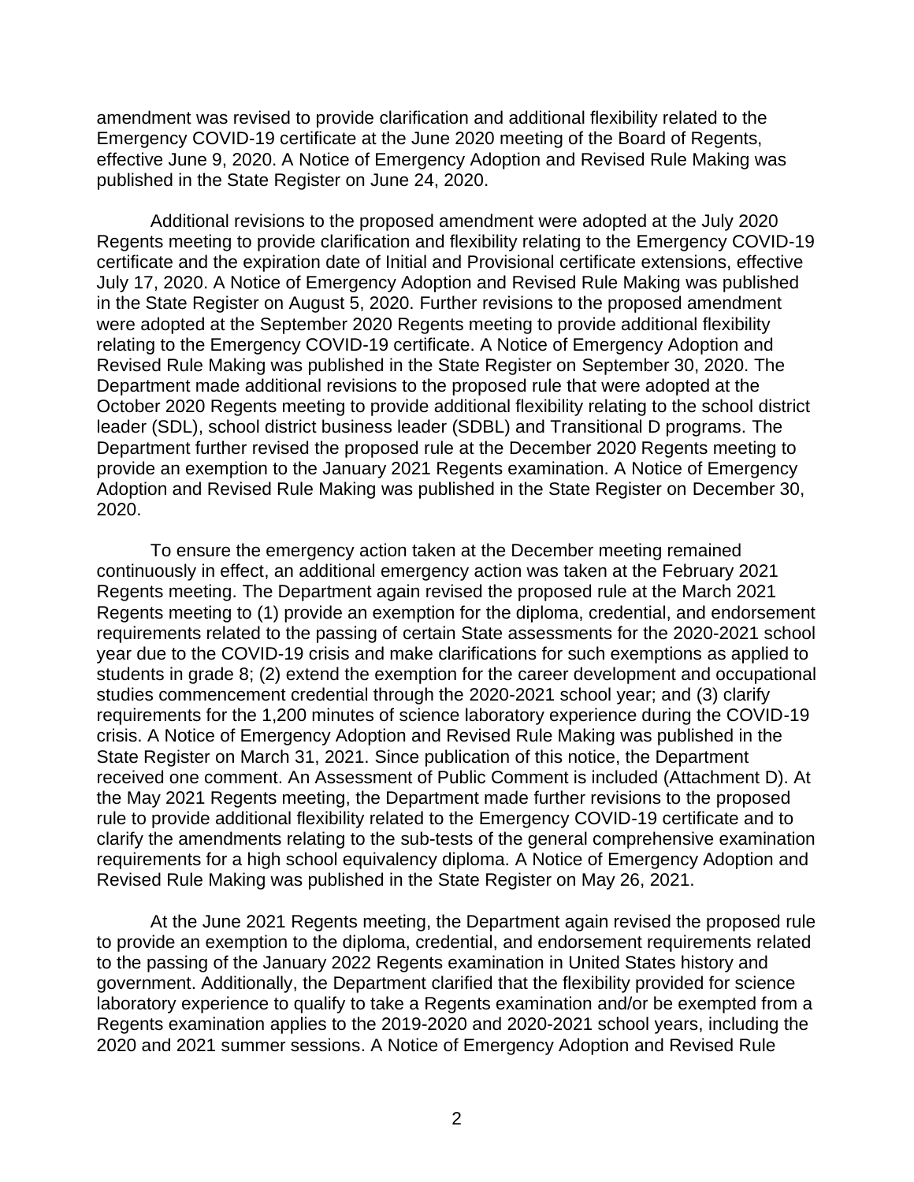amendment was revised to provide clarification and additional flexibility related to the Emergency COVID-19 certificate at the June 2020 meeting of the Board of Regents, effective June 9, 2020. A Notice of Emergency Adoption and Revised Rule Making was published in the State Register on June 24, 2020.

Additional revisions to the proposed amendment were adopted at the July 2020 Regents meeting to provide clarification and flexibility relating to the Emergency COVID-19 certificate and the expiration date of Initial and Provisional certificate extensions, effective July 17, 2020. A Notice of Emergency Adoption and Revised Rule Making was published in the State Register on August 5, 2020. Further revisions to the proposed amendment were adopted at the September 2020 Regents meeting to provide additional flexibility relating to the Emergency COVID-19 certificate. A Notice of Emergency Adoption and Revised Rule Making was published in the State Register on September 30, 2020. The Department made additional revisions to the proposed rule that were adopted at the October 2020 Regents meeting to provide additional flexibility relating to the school district leader (SDL), school district business leader (SDBL) and Transitional D programs. The Department further revised the proposed rule at the December 2020 Regents meeting to provide an exemption to the January 2021 Regents examination. A Notice of Emergency Adoption and Revised Rule Making was published in the State Register on December 30, 2020.

To ensure the emergency action taken at the December meeting remained continuously in effect, an additional emergency action was taken at the February 2021 Regents meeting. The Department again revised the proposed rule at the March 2021 Regents meeting to (1) provide an exemption for the diploma, credential, and endorsement requirements related to the passing of certain State assessments for the 2020-2021 school year due to the COVID-19 crisis and make clarifications for such exemptions as applied to students in grade 8; (2) extend the exemption for the career development and occupational studies commencement credential through the 2020-2021 school year; and (3) clarify requirements for the 1,200 minutes of science laboratory experience during the COVID-19 crisis. A Notice of Emergency Adoption and Revised Rule Making was published in the State Register on March 31, 2021. Since publication of this notice, the Department received one comment. An Assessment of Public Comment is included (Attachment D). At the May 2021 Regents meeting, the Department made further revisions to the proposed rule to provide additional flexibility related to the Emergency COVID-19 certificate and to clarify the amendments relating to the sub-tests of the general comprehensive examination requirements for a high school equivalency diploma. A Notice of Emergency Adoption and Revised Rule Making was published in the State Register on May 26, 2021.

At the June 2021 Regents meeting, the Department again revised the proposed rule to provide an exemption to the diploma, credential, and endorsement requirements related to the passing of the January 2022 Regents examination in United States history and government. Additionally, the Department clarified that the flexibility provided for science laboratory experience to qualify to take a Regents examination and/or be exempted from a Regents examination applies to the 2019-2020 and 2020-2021 school years, including the 2020 and 2021 summer sessions. A Notice of Emergency Adoption and Revised Rule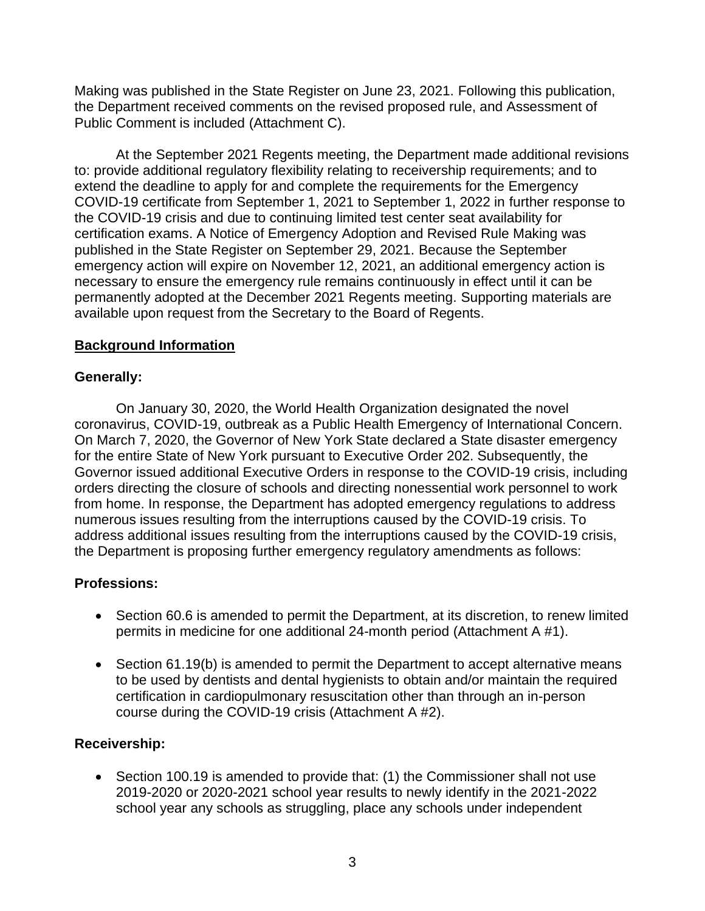Making was published in the State Register on June 23, 2021. Following this publication, the Department received comments on the revised proposed rule, and Assessment of Public Comment is included (Attachment C).

At the September 2021 Regents meeting, the Department made additional revisions to: provide additional regulatory flexibility relating to receivership requirements; and to extend the deadline to apply for and complete the requirements for the Emergency COVID-19 certificate from September 1, 2021 to September 1, 2022 in further response to the COVID-19 crisis and due to continuing limited test center seat availability for certification exams. A Notice of Emergency Adoption and Revised Rule Making was published in the State Register on September 29, 2021. Because the September emergency action will expire on November 12, 2021, an additional emergency action is necessary to ensure the emergency rule remains continuously in effect until it can be permanently adopted at the December 2021 Regents meeting. Supporting materials are available upon request from the Secretary to the Board of Regents.

## Background Information

### Generally:

On January 30, 2020, the World Health Organization designated the novel coronavirus, COVID-19, outbreak as a Public Health Emergency of International Concern. On March 7, 2020, the Governor of New York State declared a State disaster emergency for the entire State of New York pursuant to Executive Order 202. Subsequently, the Governor issued additional Executive Orders in response to the COVID-19 crisis, including orders directing the closure of schools and directing nonessential work personnel to work from home. In response, the Department has adopted emergency regulations to address numerous issues resulting from the interruptions caused by the COVID-19 crisis. To address additional issues resulting from the interruptions caused by the COVID-19 crisis, the Department is proposing further emergency regulatory amendments as follows:

### Professions:

- Section 60.6 is amended to permit the Department, at its discretion, to renew limited permits in medicine for one additional 24-month period (Attachment A #1).
- Section 61.19(b) is amended to permit the Department to accept alternative means to be used by dentists and dental hygienists to obtain and/or maintain the required certification in cardiopulmonary resuscitation other than through an in-person course during the COVID-19 crisis (Attachment A #2).

### Receivership:

- Section 100.19 is amended to provide that: (1) the Commissioner shall not use 2019-2020 or 2020-2021 school year results to newly identify in the 2021-2022 school year any schools as struggling, place any schools under independent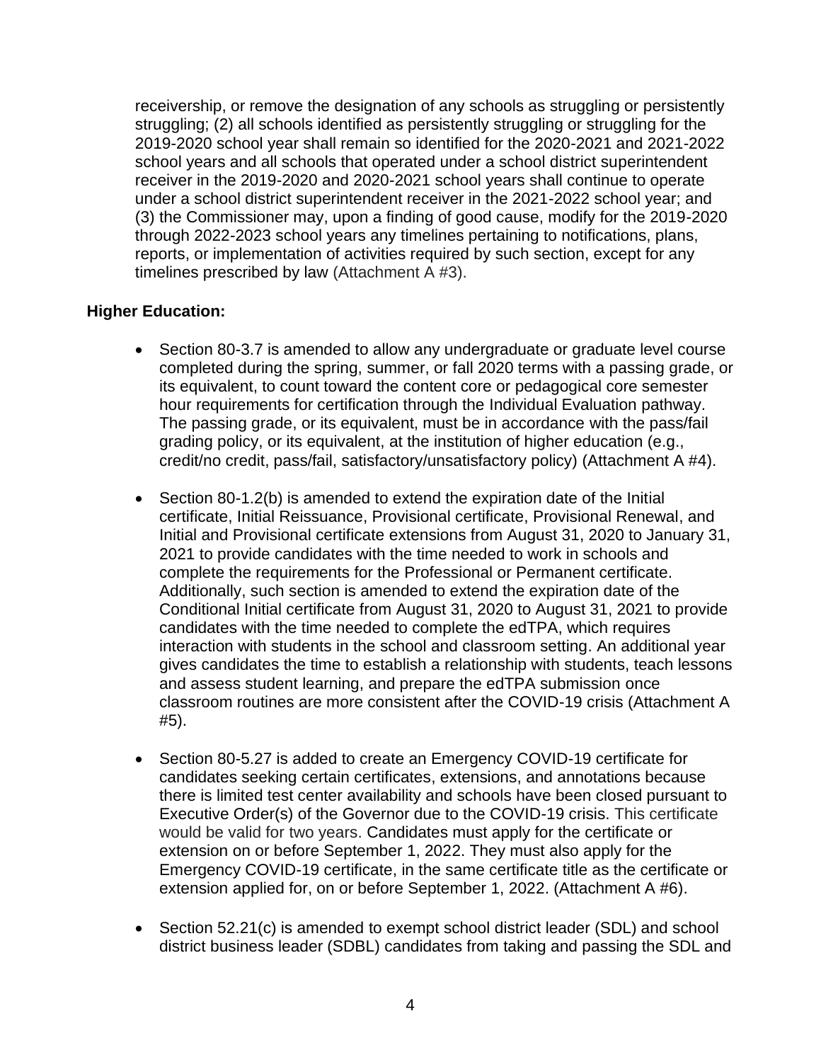receivership, or remove the designation of any schools as struggling or persistently struggling; (2) all schools identified as persistently struggling or struggling for the 2019-2020 school year shall remain so identified for the 2020-2021 and 2021-2022 school years and all schools that operated under a school district superintendent receiver in the 2019-2020 and 2020-2021 school years shall continue to operate under a school district superintendent receiver in the 2021-2022 school year; and (3) the Commissioner may, upon a finding of good cause, modify for the 2019-2020 through 2022-2023 school years any timelines pertaining to notifications, plans, reports, or implementation of activities required by such section, except for any timelines prescribed by law (Attachment A #3).

**Higher Education:**

- Section 80-3.7 is amended to allow any undergraduate or graduate level course completed during the spring, summer, or fall 2020 terms with a passing grade, or its equivalent, to count toward the content core or pedagogical core semester hour requirements for certification through the Individual Evaluation pathway. The passing grade, or its equivalent, must be in accordance with the pass/fail grading policy, or its equivalent, at the institution of higher education (e.g., credit/no credit, pass/fail, satisfactory/unsatisfactory policy) (Attachment A #4).

- Section 80-1.2(b) is amended to extend the expiration date of the Initial certificate, Initial Reissuance, Provisional certificate, Provisional Renewal, and Initial and Provisional certificate extensions from August 31, 2020 to January 31, 2021 to provide candidates with the time needed to work in schools and complete the requirements for the Professional or Permanent certificate. Additionally, such section is amended to extend the expiration date of the Conditional Initial certificate from August 31, 2020 to August 31, 2021 to provide candidates with the time needed to complete the edTPA, which requires interaction with students in the school and classroom setting. An additional year gives candidates the time to establish a relationship with students, teach lessons and assess student learning, and prepare the edTPA submission once classroom routines are more consistent after the COVID-19 crisis (Attachment A #5).

- Section 80-5.27 is added to create an Emergency COVID-19 certificate for candidates seeking certain certificates, extensions, and annotations because there is limited test center availability and schools have been closed pursuant to Executive Order(s) of the Governor due to the COVID-19 crisis. This certificate would be valid for two years. Candidates must apply for the certificate or extension on or before September 1, 2022. They must also apply for the Emergency COVID-19 certificate, in the same certificate title as the certificate or extension applied for, on or before September 1, 2022. (Attachment A #6).

- Section 52.21(c) is amended to exempt school district leader (SDL) and school district business leader (SDBL) candidates from taking and passing the SDL and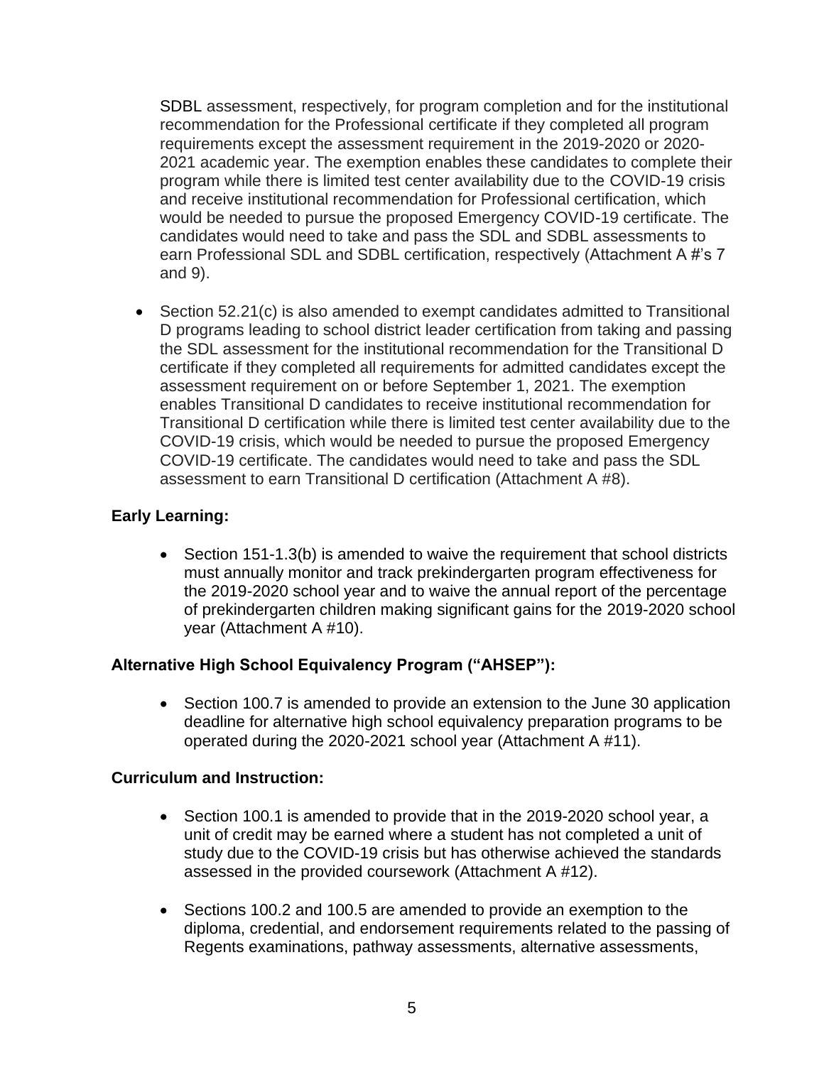SDBL assessment, respectively, for program completion and for the institutional recommendation for the Professional certificate if they completed all program requirements except the assessment requirement in the 2019-2020 or 2020-2021 academic year. The exemption enables these candidates to complete their program while there is limited test center availability due to the COVID-19 crisis and receive institutional recommendation for Professional certification, which would be needed to pursue the proposed Emergency COVID-19 certificate. The candidates would need to take and pass the SDL and SDBL assessments to earn Professional SDL and SDBL certification, respectively (Attachment A #'s 7 and 9).

- Section 52.21(c) is also amended to exempt candidates admitted to Transitional D programs leading to school district leader certification from taking and passing the SDL assessment for the institutional recommendation for the Transitional D certificate if they completed all requirements for admitted candidates except the assessment requirement on or before September 1, 2021. The exemption enables Transitional D candidates to receive institutional recommendation for Transitional D certification while there is limited test center availability due to the COVID-19 crisis, which would be needed to pursue the proposed Emergency COVID-19 certificate. The candidates would need to take and pass the SDL assessment to earn Transitional D certification (Attachment A #8).

**Early Learning:**

- Section 151-1.3(b) is amended to waive the requirement that school districts must annually monitor and track prekindergarten program effectiveness for the 2019-2020 school year and to waive the annual report of the percentage of prekindergarten children making significant gains for the 2019-2020 school year (Attachment A #10).

**Alternative High School Equivalency Program ("AHSEP"):**

- Section 100.7 is amended to provide an extension to the June 30 application deadline for alternative high school equivalency preparation programs to be operated during the 2020-2021 school year (Attachment A #11).

**Curriculum and Instruction:**

- Section 100.1 is amended to provide that in the 2019-2020 school year, a unit of credit may be earned where a student has not completed a unit of study due to the COVID-19 crisis but has otherwise achieved the standards assessed in the provided coursework (Attachment A #12).

- Sections 100.2 and 100.5 are amended to provide an exemption to the diploma, credential, and endorsement requirements related to the passing of Regents examinations, pathway assessments, alternative assessments,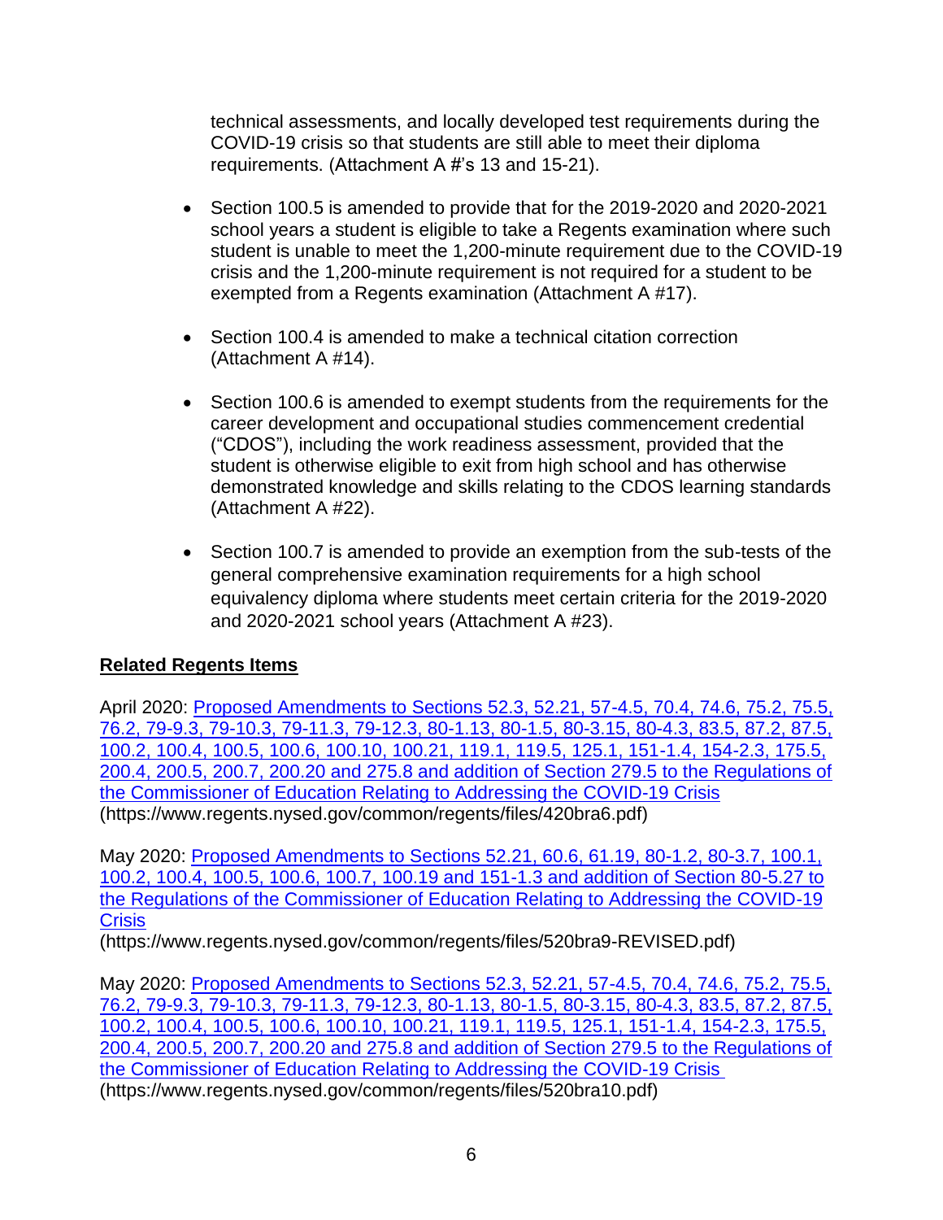technical assessments, and locally developed test requirements during the COVID-19 crisis so that students are still able to meet their diploma requirements. (Attachment A #'s 13 and 15-21).

- Section 100.5 is amended to provide that for the 2019-2020 and 2020-2021 school years a student is eligible to take a Regents examination where such student is unable to meet the 1,200-minute requirement due to the COVID-19 crisis and the 1,200-minute requirement is not required for a student to be exempted from a Regents examination (Attachment A #17).

- Section 100.4 is amended to make a technical citation correction (Attachment A #14).

- Section 100.6 is amended to exempt students from the requirements for the career development and occupational studies commencement credential ("CDOS"), including the work readiness assessment, provided that the student is otherwise eligible to exit from high school and has otherwise demonstrated knowledge and skills relating to the CDOS learning standards (Attachment A #22).

- Section 100.7 is amended to provide an exemption from the sub-tests of the general comprehensive examination requirements for a high school equivalency diploma where students meet certain criteria for the 2019-2020 and 2020-2021 school years (Attachment A #23).

**Related Regents Items**

April 2020: Proposed Amendments to Sections 52.3, 52.21, 57-4.5, 70.4, 74.6, 75.2, 75.5, 76.2, 79-9.3, 79-10.3, 79-11.3, 79-12.3, 80-1.13, 80-1.5, 80-3.15, 80-4.3, 83.5, 87.2, 87.5, 100.2, 100.4, 100.5, 100.6, 100.10, 100.21, 119.1, 119.5, 125.1, 151-1.4, 154-2.3, 175.5, 200.4, 200.5, 200.7, 200.20 and 275.8 and addition of Section 279.5 to the Regulations of the Commissioner of Education Relating to Addressing the COVID-19 Crisis (https://www.regents.nysed.gov/common/regents/files/420bra6.pdf)

May 2020: Proposed Amendments to Sections 52.21, 60.6, 61.19, 80-1.2, 80-3.7, 100.1, 100.2, 100.4, 100.5, 100.6, 100.7, 100.19 and 151-1.3 and addition of Section 80-5.27 to the Regulations of the Commissioner of Education Relating to Addressing the COVID-19 Crisis
(https://www.regents.nysed.gov/common/regents/files/520bra9-REVISED.pdf)

May 2020: Proposed Amendments to Sections 52.3, 52.21, 57-4.5, 70.4, 74.6, 75.2, 75.5, 76.2, 79-9.3, 79-10.3, 79-11.3, 79-12.3, 80-1.13, 80-1.5, 80-3.15, 80-4.3, 83.5, 87.2, 87.5, 100.2, 100.4, 100.5, 100.6, 100.10, 100.21, 119.1, 119.5, 125.1, 151-1.4, 154-2.3, 175.5, 200.4, 200.5, 200.7, 200.20 and 275.8 and addition of Section 279.5 to the Regulations of the Commissioner of Education Relating to Addressing the COVID-19 Crisis
(https://www.regents.nysed.gov/common/regents/files/520bra10.pdf)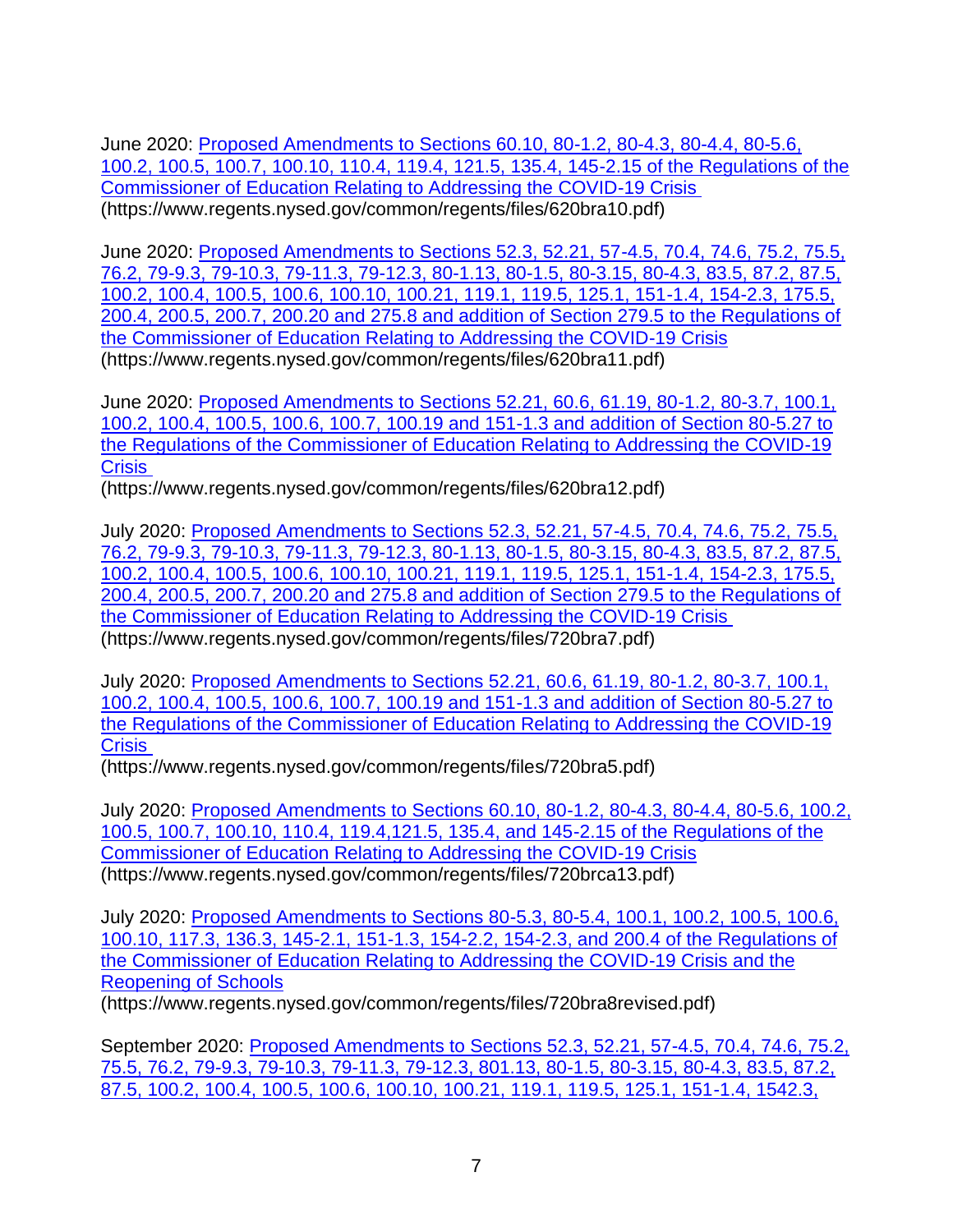June 2020: [Proposed Amendments to Sections 60.10, 80-1.2, 80-4.3, 80-4.4, 80-5.6, 100.2, 100.5, 100.7, 100.10, 110.4, 119.4, 121.5, 135.4, 145-2.15 of the Regulations of the Commissioner of Education Relating to Addressing the COVID-19 Crisis](https://www.regents.nysed.gov/common/regents/files/620bra10.pdf) (https://www.regents.nysed.gov/common/regents/files/620bra10.pdf)

June 2020: [Proposed Amendments to Sections 52.3, 52.21, 57-4.5, 70.4, 74.6, 75.2, 75.5, 76.2, 79-9.3, 79-10.3, 79-11.3, 79-12.3, 80-1.13, 80-1.5, 80-3.15, 80-4.3, 83.5, 87.2, 87.5, 100.2, 100.4, 100.5, 100.6, 100.10, 100.21, 119.1, 119.5, 125.1, 151-1.4, 154-2.3, 175.5, 200.4, 200.5, 200.7, 200.20 and 275.8 and addition of Section 279.5 to the Regulations of the Commissioner of Education Relating to Addressing the COVID-19 Crisis](https://www.regents.nysed.gov/common/regents/files/620bra11.pdf) (https://www.regents.nysed.gov/common/regents/files/620bra11.pdf)

June 2020: [Proposed Amendments to Sections 52.21, 60.6, 61.19, 80-1.2, 80-3.7, 100.1, 100.2, 100.4, 100.5, 100.6, 100.7, 100.19 and 151-1.3 and addition of Section 80-5.27 to the Regulations of the Commissioner of Education Relating to Addressing the COVID-19 Crisis](https://www.regents.nysed.gov/common/regents/files/620bra12.pdf) (https://www.regents.nysed.gov/common/regents/files/620bra12.pdf)

July 2020: [Proposed Amendments to Sections 52.3, 52.21, 57-4.5, 70.4, 74.6, 75.2, 75.5, 76.2, 79-9.3, 79-10.3, 79-11.3, 79-12.3, 80-1.13, 80-1.5, 80-3.15, 80-4.3, 83.5, 87.2, 87.5, 100.2, 100.4, 100.5, 100.6, 100.10, 100.21, 119.1, 119.5, 125.1, 151-1.4, 154-2.3, 175.5, 200.4, 200.5, 200.7, 200.20 and 275.8 and addition of Section 279.5 to the Regulations of the Commissioner of Education Relating to Addressing the COVID-19 Crisis](https://www.regents.nysed.gov/common/regents/files/720bra7.pdf) (https://www.regents.nysed.gov/common/regents/files/720bra7.pdf)

July 2020: [Proposed Amendments to Sections 52.21, 60.6, 61.19, 80-1.2, 80-3.7, 100.1, 100.2, 100.4, 100.5, 100.6, 100.7, 100.19 and 151-1.3 and addition of Section 80-5.27 to the Regulations of the Commissioner of Education Relating to Addressing the COVID-19 Crisis](https://www.regents.nysed.gov/common/regents/files/720bra5.pdf) (https://www.regents.nysed.gov/common/regents/files/720bra5.pdf)

July 2020: [Proposed Amendments to Sections 60.10, 80-1.2, 80-4.3, 80-4.4, 80-5.6, 100.2, 100.5, 100.7, 100.10, 110.4, 119.4,121.5, 135.4, and 145-2.15 of the Regulations of the Commissioner of Education Relating to Addressing the COVID-19 Crisis](https://www.regents.nysed.gov/common/regents/files/720brca13.pdf) (https://www.regents.nysed.gov/common/regents/files/720brca13.pdf)

July 2020: [Proposed Amendments to Sections 80-5.3, 80-5.4, 100.1, 100.2, 100.5, 100.6, 100.10, 117.3, 136.3, 145-2.1, 151-1.3, 154-2.2, 154-2.3, and 200.4 of the Regulations of the Commissioner of Education Relating to Addressing the COVID-19 Crisis and the Reopening of Schools](https://www.regents.nysed.gov/common/regents/files/720bra8revised.pdf) (https://www.regents.nysed.gov/common/regents/files/720bra8revised.pdf)

September 2020: Proposed Amendments to Sections 52.3, 52.21, 57-4.5, 70.4, 74.6, 75.2, 75.5, 76.2, 79-9.3, 79-10.3, 79-11.3, 79-12.3, 801.13, 80-1.5, 80-3.15, 80-4.3, 83.5, 87.2, 87.5, 100.2, 100.4, 100.5, 100.6, 100.10, 100.21, 119.1, 119.5, 125.1, 151-1.4, 1542.3,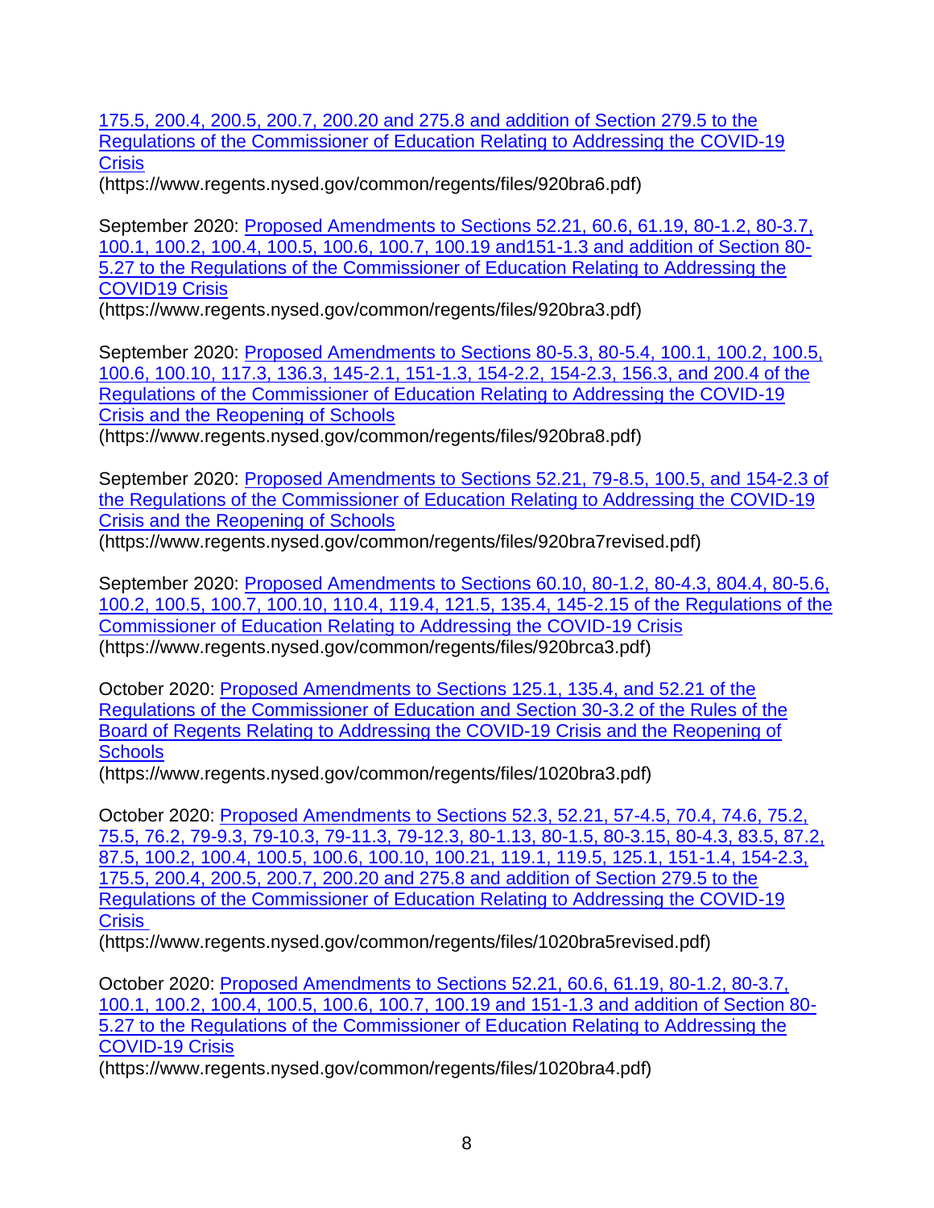175.5, 200.4, 200.5, 200.7, 200.20 and 275.8 and addition of Section 279.5 to the Regulations of the Commissioner of Education Relating to Addressing the COVID-19 Crisis
(https://www.regents.nysed.gov/common/regents/files/920bra6.pdf)

September 2020: Proposed Amendments to Sections 52.21, 60.6, 61.19, 80-1.2, 80-3.7, 100.1, 100.2, 100.4, 100.5, 100.6, 100.7, 100.19 and151-1.3 and addition of Section 80-5.27 to the Regulations of the Commissioner of Education Relating to Addressing the COVID19 Crisis
(https://www.regents.nysed.gov/common/regents/files/920bra3.pdf)

September 2020: Proposed Amendments to Sections 80-5.3, 80-5.4, 100.1, 100.2, 100.5, 100.6, 100.10, 117.3, 136.3, 145-2.1, 151-1.3, 154-2.2, 154-2.3, 156.3, and 200.4 of the Regulations of the Commissioner of Education Relating to Addressing the COVID-19 Crisis and the Reopening of Schools
(https://www.regents.nysed.gov/common/regents/files/920bra8.pdf)

September 2020: Proposed Amendments to Sections 52.21, 79-8.5, 100.5, and 154-2.3 of the Regulations of the Commissioner of Education Relating to Addressing the COVID-19 Crisis and the Reopening of Schools
(https://www.regents.nysed.gov/common/regents/files/920bra7revised.pdf)

September 2020: Proposed Amendments to Sections 60.10, 80-1.2, 80-4.3, 804.4, 80-5.6, 100.2, 100.5, 100.7, 100.10, 110.4, 119.4, 121.5, 135.4, 145-2.15 of the Regulations of the Commissioner of Education Relating to Addressing the COVID-19 Crisis
(https://www.regents.nysed.gov/common/regents/files/920brca3.pdf)

October 2020: Proposed Amendments to Sections 125.1, 135.4, and 52.21 of the Regulations of the Commissioner of Education and Section 30-3.2 of the Rules of the Board of Regents Relating to Addressing the COVID-19 Crisis and the Reopening of Schools
(https://www.regents.nysed.gov/common/regents/files/1020bra3.pdf)

October 2020: Proposed Amendments to Sections 52.3, 52.21, 57-4.5, 70.4, 74.6, 75.2, 75.5, 76.2, 79-9.3, 79-10.3, 79-11.3, 79-12.3, 80-1.13, 80-1.5, 80-3.15, 80-4.3, 83.5, 87.2, 87.5, 100.2, 100.4, 100.5, 100.6, 100.10, 100.21, 119.1, 119.5, 125.1, 151-1.4, 154-2.3, 175.5, 200.4, 200.5, 200.7, 200.20 and 275.8 and addition of Section 279.5 to the Regulations of the Commissioner of Education Relating to Addressing the COVID-19 Crisis
(https://www.regents.nysed.gov/common/regents/files/1020bra5revised.pdf)

October 2020: Proposed Amendments to Sections 52.21, 60.6, 61.19, 80-1.2, 80-3.7, 100.1, 100.2, 100.4, 100.5, 100.6, 100.7, 100.19 and 151-1.3 and addition of Section 80-5.27 to the Regulations of the Commissioner of Education Relating to Addressing the COVID-19 Crisis
(https://www.regents.nysed.gov/common/regents/files/1020bra4.pdf)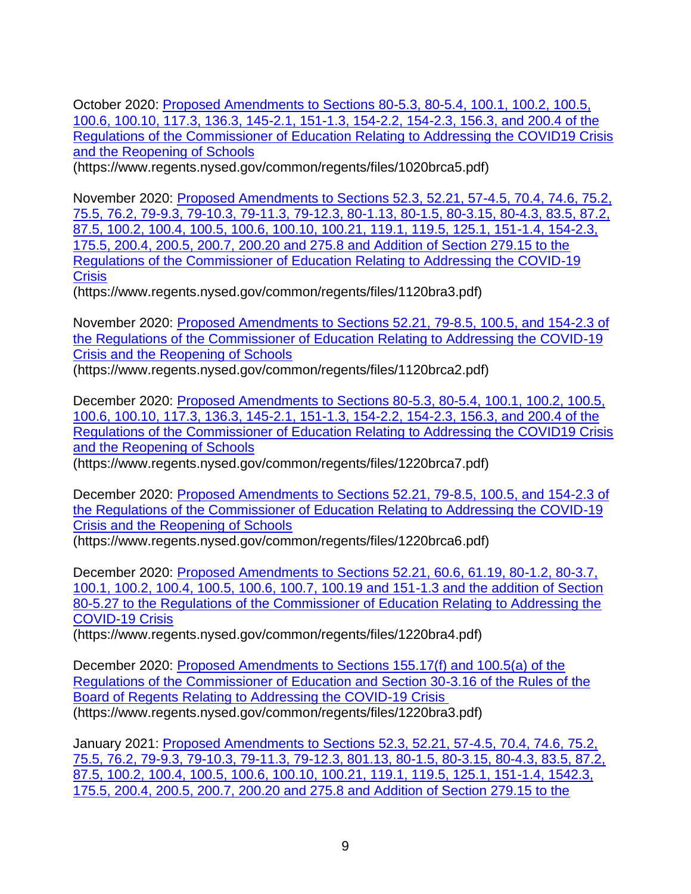October 2020: [Proposed Amendments to Sections 80-5.3, 80-5.4, 100.1, 100.2, 100.5, 100.6, 100.10, 117.3, 136.3, 145-2.1, 151-1.3, 154-2.2, 154-2.3, 156.3, and 200.4 of the Regulations of the Commissioner of Education Relating to Addressing the COVID19 Crisis and the Reopening of Schools](https://www.regents.nysed.gov/common/regents/files/1020brca5.pdf)
(https://www.regents.nysed.gov/common/regents/files/1020brca5.pdf)

November 2020: [Proposed Amendments to Sections 52.3, 52.21, 57-4.5, 70.4, 74.6, 75.2, 75.5, 76.2, 79-9.3, 79-10.3, 79-11.3, 79-12.3, 80-1.13, 80-1.5, 80-3.15, 80-4.3, 83.5, 87.2, 87.5, 100.2, 100.4, 100.5, 100.6, 100.10, 100.21, 119.1, 119.5, 125.1, 151-1.4, 154-2.3, 175.5, 200.4, 200.5, 200.7, 200.20 and 275.8 and Addition of Section 279.15 to the Regulations of the Commissioner of Education Relating to Addressing the COVID-19 Crisis](https://www.regents.nysed.gov/common/regents/files/1120bra3.pdf)
(https://www.regents.nysed.gov/common/regents/files/1120bra3.pdf)

November 2020: [Proposed Amendments to Sections 52.21, 79-8.5, 100.5, and 154-2.3 of the Regulations of the Commissioner of Education Relating to Addressing the COVID-19 Crisis and the Reopening of Schools](https://www.regents.nysed.gov/common/regents/files/1120brca2.pdf)
(https://www.regents.nysed.gov/common/regents/files/1120brca2.pdf)

December 2020: [Proposed Amendments to Sections 80-5.3, 80-5.4, 100.1, 100.2, 100.5, 100.6, 100.10, 117.3, 136.3, 145-2.1, 151-1.3, 154-2.2, 154-2.3, 156.3, and 200.4 of the Regulations of the Commissioner of Education Relating to Addressing the COVID19 Crisis and the Reopening of Schools](https://www.regents.nysed.gov/common/regents/files/1220brca7.pdf)
(https://www.regents.nysed.gov/common/regents/files/1220brca7.pdf)

December 2020: [Proposed Amendments to Sections 52.21, 79-8.5, 100.5, and 154-2.3 of the Regulations of the Commissioner of Education Relating to Addressing the COVID-19 Crisis and the Reopening of Schools](https://www.regents.nysed.gov/common/regents/files/1220brca6.pdf)
(https://www.regents.nysed.gov/common/regents/files/1220brca6.pdf)

December 2020: [Proposed Amendments to Sections 52.21, 60.6, 61.19, 80-1.2, 80-3.7, 100.1, 100.2, 100.4, 100.5, 100.6, 100.7, 100.19 and 151-1.3 and the addition of Section 80-5.27 to the Regulations of the Commissioner of Education Relating to Addressing the COVID-19 Crisis](https://www.regents.nysed.gov/common/regents/files/1220bra4.pdf)
(https://www.regents.nysed.gov/common/regents/files/1220bra4.pdf)

December 2020: [Proposed Amendments to Sections 155.17(f) and 100.5(a) of the Regulations of the Commissioner of Education and Section 30-3.16 of the Rules of the Board of Regents Relating to Addressing the COVID-19 Crisis](https://www.regents.nysed.gov/common/regents/files/1220bra3.pdf)
(https://www.regents.nysed.gov/common/regents/files/1220bra3.pdf)

January 2021: Proposed Amendments to Sections 52.3, 52.21, 57-4.5, 70.4, 74.6, 75.2, 75.5, 76.2, 79-9.3, 79-10.3, 79-11.3, 79-12.3, 801.13, 80-1.5, 80-3.15, 80-4.3, 83.5, 87.2, 87.5, 100.2, 100.4, 100.5, 100.6, 100.10, 100.21, 119.1, 119.5, 125.1, 151-1.4, 1542.3, 175.5, 200.4, 200.5, 200.7, 200.20 and 275.8 and Addition of Section 279.15 to the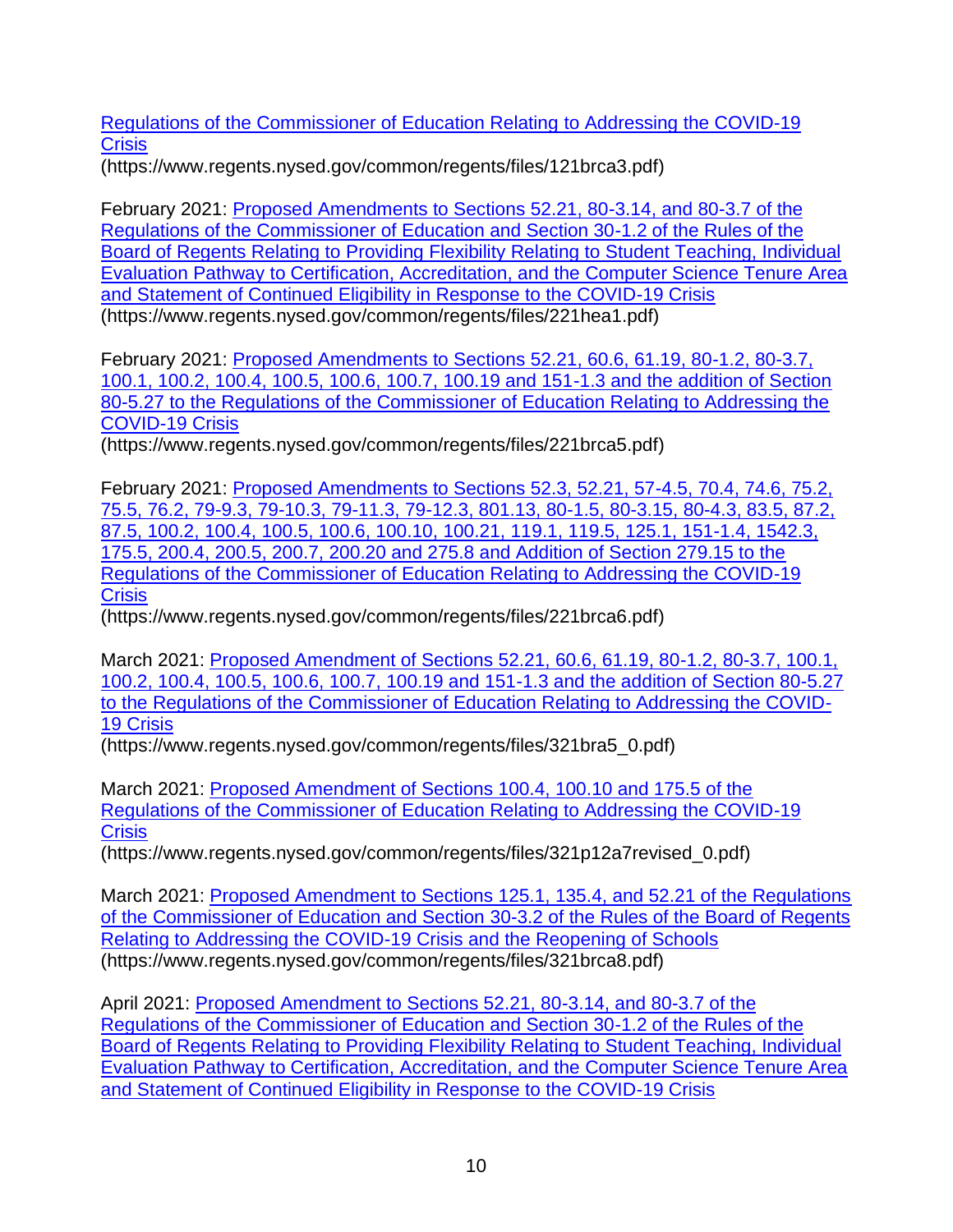[Regulations of the Commissioner of Education Relating to Addressing the COVID-19 Crisis](https://www.regents.nysed.gov/common/regents/files/121brca3.pdf)
(https://www.regents.nysed.gov/common/regents/files/121brca3.pdf)

February 2021: [Proposed Amendments to Sections 52.21, 80-3.14, and 80-3.7 of the Regulations of the Commissioner of Education and Section 30-1.2 of the Rules of the Board of Regents Relating to Providing Flexibility Relating to Student Teaching, Individual Evaluation Pathway to Certification, Accreditation, and the Computer Science Tenure Area and Statement of Continued Eligibility in Response to the COVID-19 Crisis](https://www.regents.nysed.gov/common/regents/files/221hea1.pdf)
(https://www.regents.nysed.gov/common/regents/files/221hea1.pdf)

February 2021: [Proposed Amendments to Sections 52.21, 60.6, 61.19, 80-1.2, 80-3.7, 100.1, 100.2, 100.4, 100.5, 100.6, 100.7, 100.19 and 151-1.3 and the addition of Section 80-5.27 to the Regulations of the Commissioner of Education Relating to Addressing the COVID-19 Crisis](https://www.regents.nysed.gov/common/regents/files/221brca5.pdf)
(https://www.regents.nysed.gov/common/regents/files/221brca5.pdf)

February 2021: [Proposed Amendments to Sections 52.3, 52.21, 57-4.5, 70.4, 74.6, 75.2, 75.5, 76.2, 79-9.3, 79-10.3, 79-11.3, 79-12.3, 801.13, 80-1.5, 80-3.15, 80-4.3, 83.5, 87.2, 87.5, 100.2, 100.4, 100.5, 100.6, 100.10, 100.21, 119.1, 119.5, 125.1, 151-1.4, 1542.3, 175.5, 200.4, 200.5, 200.7, 200.20 and 275.8 and Addition of Section 279.15 to the Regulations of the Commissioner of Education Relating to Addressing the COVID-19 Crisis](https://www.regents.nysed.gov/common/regents/files/221brca6.pdf)
(https://www.regents.nysed.gov/common/regents/files/221brca6.pdf)

March 2021: [Proposed Amendment of Sections 52.21, 60.6, 61.19, 80-1.2, 80-3.7, 100.1, 100.2, 100.4, 100.5, 100.6, 100.7, 100.19 and 151-1.3 and the addition of Section 80-5.27 to the Regulations of the Commissioner of Education Relating to Addressing the COVID-19 Crisis](https://www.regents.nysed.gov/common/regents/files/321bra5_0.pdf)
(https://www.regents.nysed.gov/common/regents/files/321bra5_0.pdf)

March 2021: [Proposed Amendment of Sections 100.4, 100.10 and 175.5 of the Regulations of the Commissioner of Education Relating to Addressing the COVID-19 Crisis](https://www.regents.nysed.gov/common/regents/files/321p12a7revised_0.pdf)
(https://www.regents.nysed.gov/common/regents/files/321p12a7revised_0.pdf)

March 2021: [Proposed Amendment to Sections 125.1, 135.4, and 52.21 of the Regulations of the Commissioner of Education and Section 30-3.2 of the Rules of the Board of Regents Relating to Addressing the COVID-19 Crisis and the Reopening of Schools](https://www.regents.nysed.gov/common/regents/files/321brca8.pdf)
(https://www.regents.nysed.gov/common/regents/files/321brca8.pdf)

April 2021: Proposed Amendment to Sections 52.21, 80-3.14, and 80-3.7 of the Regulations of the Commissioner of Education and Section 30-1.2 of the Rules of the Board of Regents Relating to Providing Flexibility Relating to Student Teaching, Individual Evaluation Pathway to Certification, Accreditation, and the Computer Science Tenure Area and Statement of Continued Eligibility in Response to the COVID-19 Crisis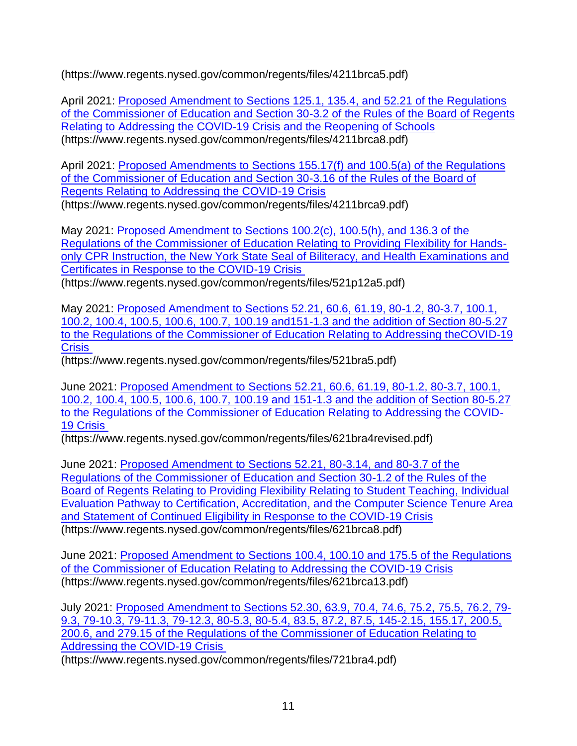(https://www.regents.nysed.gov/common/regents/files/4211brca5.pdf)

April 2021: [Proposed Amendment to Sections 125.1, 135.4, and 52.21 of the Regulations of the Commissioner of Education and Section 30-3.2 of the Rules of the Board of Regents Relating to Addressing the COVID-19 Crisis and the Reopening of Schools](https://www.regents.nysed.gov/common/regents/files/4211brca8.pdf) (https://www.regents.nysed.gov/common/regents/files/4211brca8.pdf)

April 2021: [Proposed Amendments to Sections 155.17(f) and 100.5(a) of the Regulations of the Commissioner of Education and Section 30-3.16 of the Rules of the Board of Regents Relating to Addressing the COVID-19 Crisis](https://www.regents.nysed.gov/common/regents/files/4211brca9.pdf) (https://www.regents.nysed.gov/common/regents/files/4211brca9.pdf)

May 2021: [Proposed Amendment to Sections 100.2(c), 100.5(h), and 136.3 of the Regulations of the Commissioner of Education Relating to Providing Flexibility for Hands-only CPR Instruction, the New York State Seal of Biliteracy, and Health Examinations and Certificates in Response to the COVID-19 Crisis](https://www.regents.nysed.gov/common/regents/files/521p12a5.pdf) (https://www.regents.nysed.gov/common/regents/files/521p12a5.pdf)

May 2021: [Proposed Amendment to Sections 52.21, 60.6, 61.19, 80-1.2, 80-3.7, 100.1, 100.2, 100.4, 100.5, 100.6, 100.7, 100.19 and151-1.3 and the addition of Section 80-5.27 to the Regulations of the Commissioner of Education Relating to Addressing theCOVID-19 Crisis](https://www.regents.nysed.gov/common/regents/files/521bra5.pdf) (https://www.regents.nysed.gov/common/regents/files/521bra5.pdf)

June 2021: [Proposed Amendment to Sections 52.21, 60.6, 61.19, 80-1.2, 80-3.7, 100.1, 100.2, 100.4, 100.5, 100.6, 100.7, 100.19 and 151-1.3 and the addition of Section 80-5.27 to the Regulations of the Commissioner of Education Relating to Addressing the COVID-19 Crisis](https://www.regents.nysed.gov/common/regents/files/621bra4revised.pdf) (https://www.regents.nysed.gov/common/regents/files/621bra4revised.pdf)

June 2021: [Proposed Amendment to Sections 52.21, 80-3.14, and 80-3.7 of the Regulations of the Commissioner of Education and Section 30-1.2 of the Rules of the Board of Regents Relating to Providing Flexibility Relating to Student Teaching, Individual Evaluation Pathway to Certification, Accreditation, and the Computer Science Tenure Area and Statement of Continued Eligibility in Response to the COVID-19 Crisis](https://www.regents.nysed.gov/common/regents/files/621brca8.pdf) (https://www.regents.nysed.gov/common/regents/files/621brca8.pdf)

June 2021: [Proposed Amendment to Sections 100.4, 100.10 and 175.5 of the Regulations of the Commissioner of Education Relating to Addressing the COVID-19 Crisis](https://www.regents.nysed.gov/common/regents/files/621brca13.pdf) (https://www.regents.nysed.gov/common/regents/files/621brca13.pdf)

July 2021: [Proposed Amendment to Sections 52.30, 63.9, 70.4, 74.6, 75.2, 75.5, 76.2, 79-9.3, 79-10.3, 79-11.3, 79-12.3, 80-5.3, 80-5.4, 83.5, 87.2, 87.5, 145-2.15, 155.17, 200.5, 200.6, and 279.15 of the Regulations of the Commissioner of Education Relating to Addressing the COVID-19 Crisis](https://www.regents.nysed.gov/common/regents/files/721bra4.pdf) (https://www.regents.nysed.gov/common/regents/files/721bra4.pdf)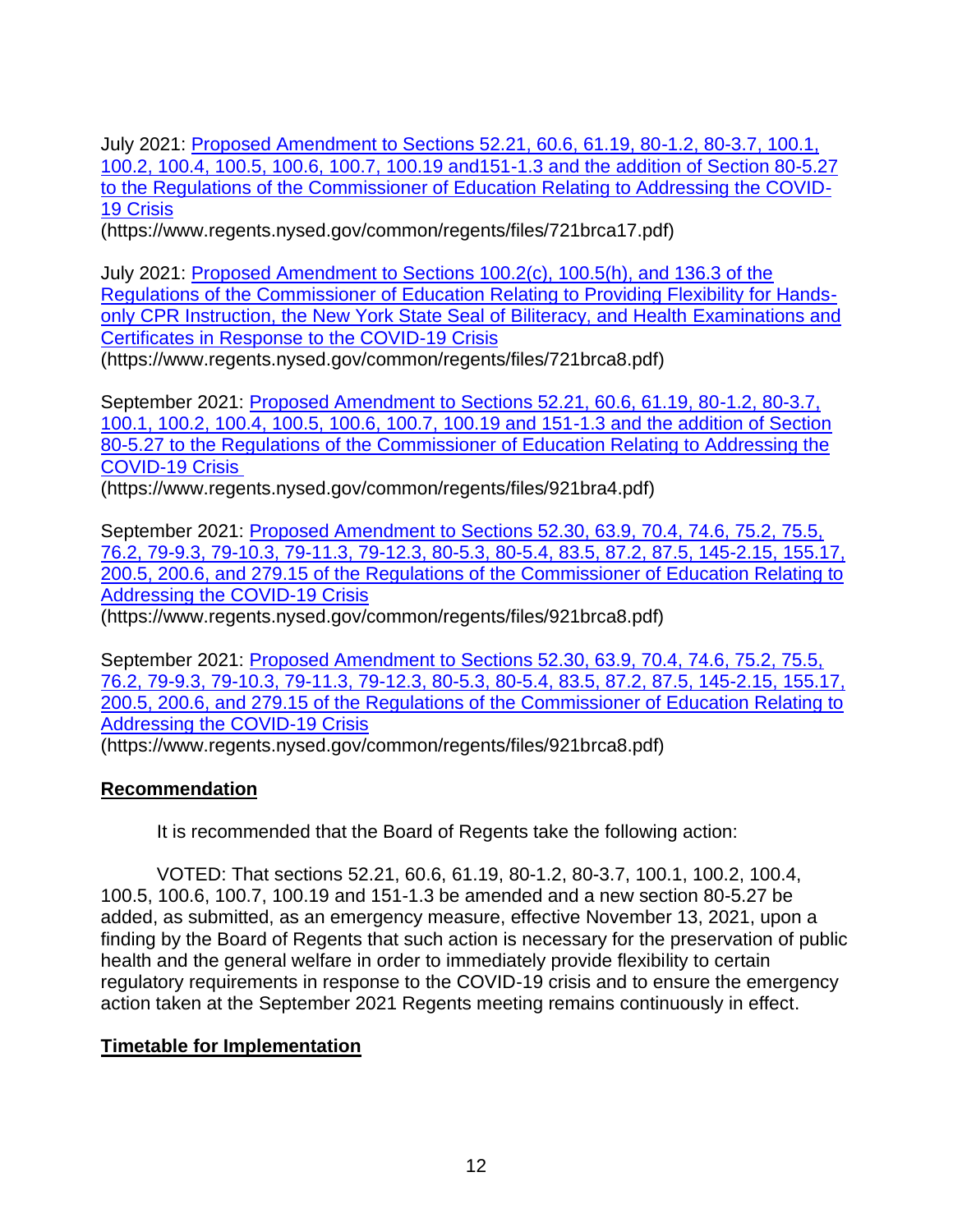July 2021: [Proposed Amendment to Sections 52.21, 60.6, 61.19, 80-1.2, 80-3.7, 100.1, 100.2, 100.4, 100.5, 100.6, 100.7, 100.19 and151-1.3 and the addition of Section 80-5.27 to the Regulations of the Commissioner of Education Relating to Addressing the COVID-19 Crisis](https://www.regents.nysed.gov/common/regents/files/721brca17.pdf)
(https://www.regents.nysed.gov/common/regents/files/721brca17.pdf)

July 2021: [Proposed Amendment to Sections 100.2(c), 100.5(h), and 136.3 of the Regulations of the Commissioner of Education Relating to Providing Flexibility for Hands-only CPR Instruction, the New York State Seal of Biliteracy, and Health Examinations and Certificates in Response to the COVID-19 Crisis](https://www.regents.nysed.gov/common/regents/files/721brca8.pdf)
(https://www.regents.nysed.gov/common/regents/files/721brca8.pdf)

September 2021: [Proposed Amendment to Sections 52.21, 60.6, 61.19, 80-1.2, 80-3.7, 100.1, 100.2, 100.4, 100.5, 100.6, 100.7, 100.19 and 151-1.3 and the addition of Section 80-5.27 to the Regulations of the Commissioner of Education Relating to Addressing the COVID-19 Crisis](https://www.regents.nysed.gov/common/regents/files/921bra4.pdf)
(https://www.regents.nysed.gov/common/regents/files/921bra4.pdf)

September 2021: [Proposed Amendment to Sections 52.30, 63.9, 70.4, 74.6, 75.2, 75.5, 76.2, 79-9.3, 79-10.3, 79-11.3, 79-12.3, 80-5.3, 80-5.4, 83.5, 87.2, 87.5, 145-2.15, 155.17, 200.5, 200.6, and 279.15 of the Regulations of the Commissioner of Education Relating to Addressing the COVID-19 Crisis](https://www.regents.nysed.gov/common/regents/files/921brca8.pdf)
(https://www.regents.nysed.gov/common/regents/files/921brca8.pdf)

September 2021: [Proposed Amendment to Sections 52.30, 63.9, 70.4, 74.6, 75.2, 75.5, 76.2, 79-9.3, 79-10.3, 79-11.3, 79-12.3, 80-5.3, 80-5.4, 83.5, 87.2, 87.5, 145-2.15, 155.17, 200.5, 200.6, and 279.15 of the Regulations of the Commissioner of Education Relating to Addressing the COVID-19 Crisis](https://www.regents.nysed.gov/common/regents/files/921brca8.pdf)
(https://www.regents.nysed.gov/common/regents/files/921brca8.pdf)

## Recommendation

It is recommended that the Board of Regents take the following action:

VOTED: That sections 52.21, 60.6, 61.19, 80-1.2, 80-3.7, 100.1, 100.2, 100.4, 100.5, 100.6, 100.7, 100.19 and 151-1.3 be amended and a new section 80-5.27 be added, as submitted, as an emergency measure, effective November 13, 2021, upon a finding by the Board of Regents that such action is necessary for the preservation of public health and the general welfare in order to immediately provide flexibility to certain regulatory requirements in response to the COVID-19 crisis and to ensure the emergency action taken at the September 2021 Regents meeting remains continuously in effect.

## Timetable for Implementation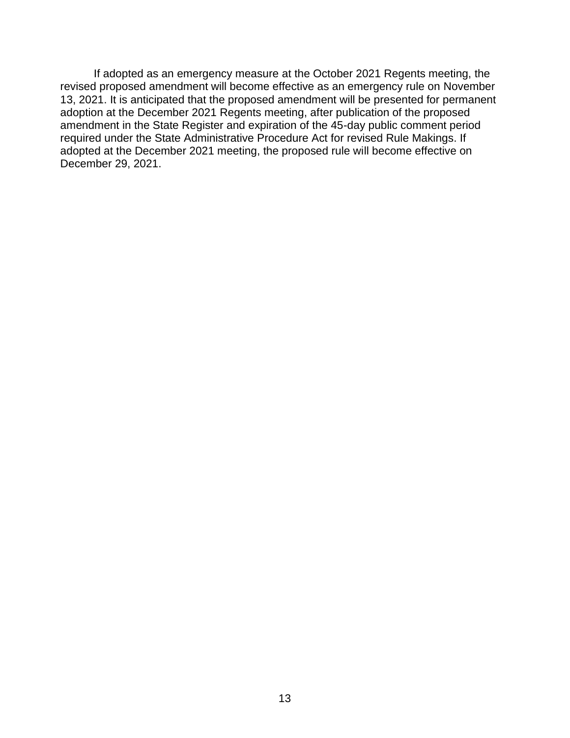If adopted as an emergency measure at the October 2021 Regents meeting, the revised proposed amendment will become effective as an emergency rule on November 13, 2021. It is anticipated that the proposed amendment will be presented for permanent adoption at the December 2021 Regents meeting, after publication of the proposed amendment in the State Register and expiration of the 45-day public comment period required under the State Administrative Procedure Act for revised Rule Makings. If adopted at the December 2021 meeting, the proposed rule will become effective on December 29, 2021.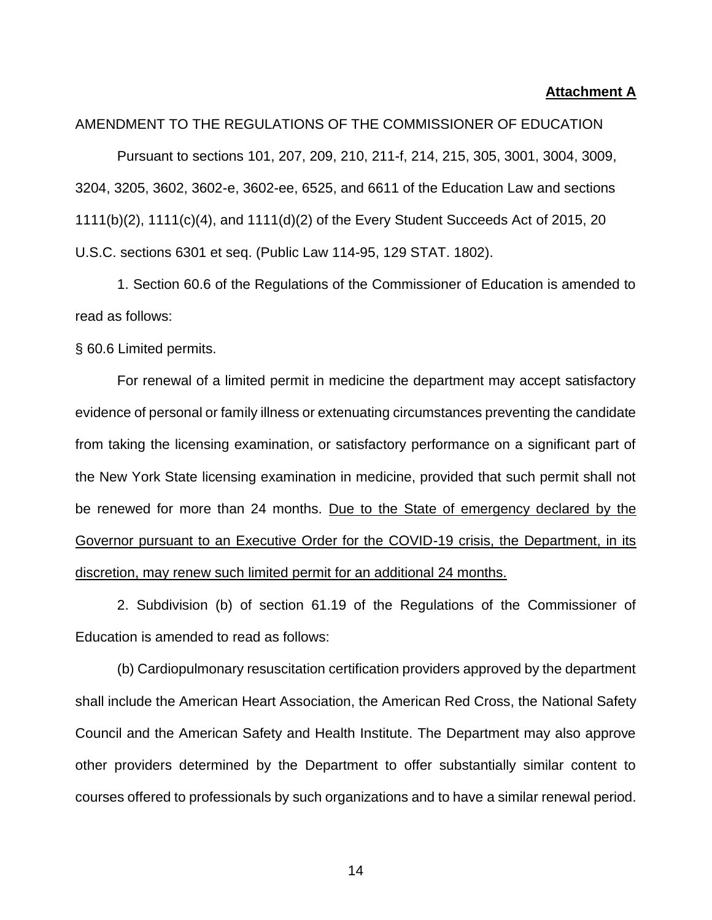**Attachment A**

AMENDMENT TO THE REGULATIONS OF THE COMMISSIONER OF EDUCATION

Pursuant to sections 101, 207, 209, 210, 211-f, 214, 215, 305, 3001, 3004, 3009, 3204, 3205, 3602, 3602-e, 3602-ee, 6525, and 6611 of the Education Law and sections 1111(b)(2), 1111(c)(4), and 1111(d)(2) of the Every Student Succeeds Act of 2015, 20 U.S.C. sections 6301 et seq. (Public Law 114-95, 129 STAT. 1802).

1. Section 60.6 of the Regulations of the Commissioner of Education is amended to read as follows:

§ 60.6 Limited permits.

For renewal of a limited permit in medicine the department may accept satisfactory evidence of personal or family illness or extenuating circumstances preventing the candidate from taking the licensing examination, or satisfactory performance on a significant part of the New York State licensing examination in medicine, provided that such permit shall not be renewed for more than 24 months. <u>Due to the State of emergency declared by the Governor pursuant to an Executive Order for the COVID-19 crisis, the Department, in its discretion, may renew such limited permit for an additional 24 months.</u>

2. Subdivision (b) of section 61.19 of the Regulations of the Commissioner of Education is amended to read as follows:

(b) Cardiopulmonary resuscitation certification providers approved by the department shall include the American Heart Association, the American Red Cross, the National Safety Council and the American Safety and Health Institute. The Department may also approve other providers determined by the Department to offer substantially similar content to courses offered to professionals by such organizations and to have a similar renewal period.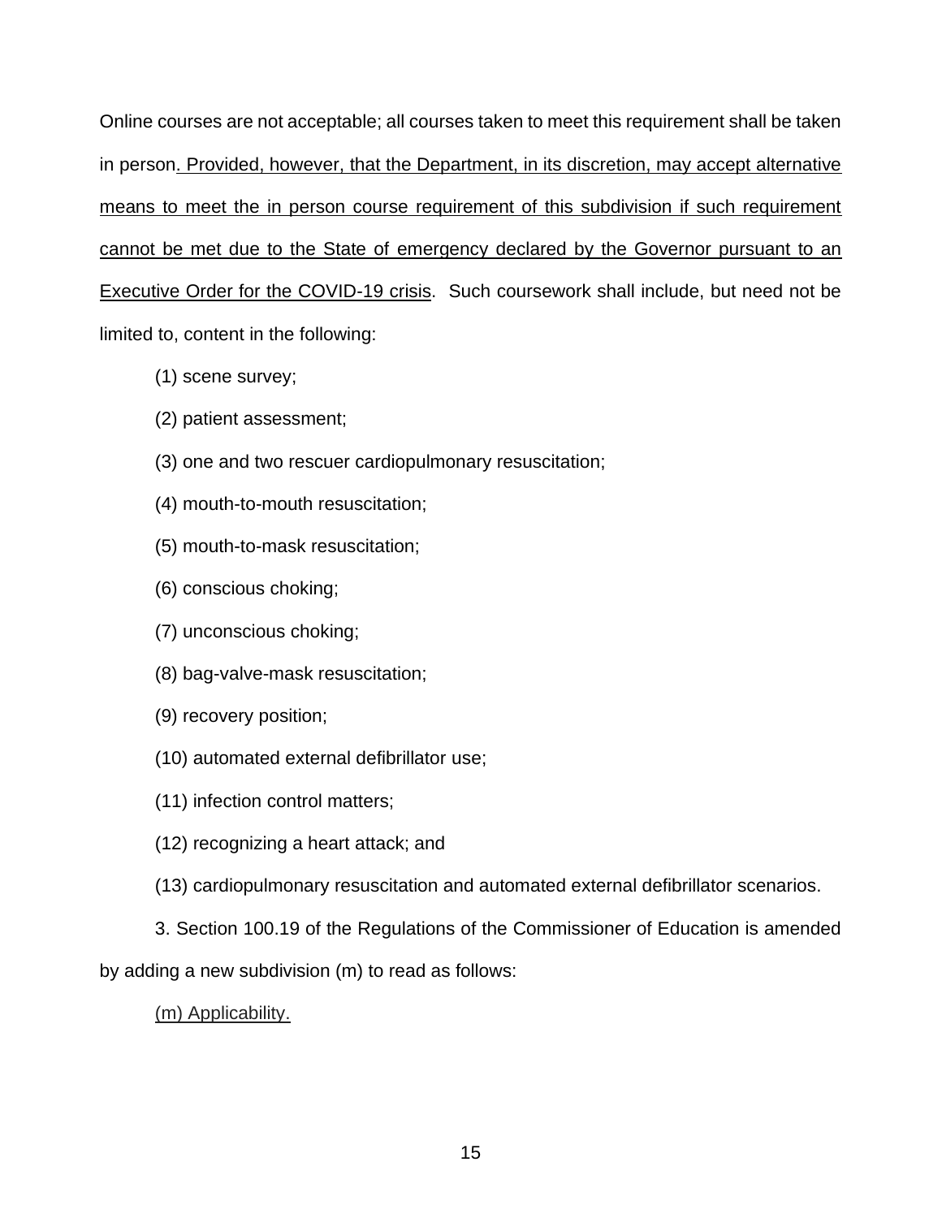Online courses are not acceptable; all courses taken to meet this requirement shall be taken in person<u>. Provided, however, that the Department, in its discretion, may accept alternative means to meet the in person course requirement of this subdivision if such requirement cannot be met due to the State of emergency declared by the Governor pursuant to an Executive Order for the COVID-19 crisis</u>. Such coursework shall include, but need not be limited to, content in the following:

(1) scene survey;

(2) patient assessment;

(3) one and two rescuer cardiopulmonary resuscitation;

(4) mouth-to-mouth resuscitation;

(5) mouth-to-mask resuscitation;

(6) conscious choking;

(7) unconscious choking;

(8) bag-valve-mask resuscitation;

(9) recovery position;

(10) automated external defibrillator use;

(11) infection control matters;

(12) recognizing a heart attack; and

(13) cardiopulmonary resuscitation and automated external defibrillator scenarios.

3. Section 100.19 of the Regulations of the Commissioner of Education is amended by adding a new subdivision (m) to read as follows:

<u>(m) Applicability.</u>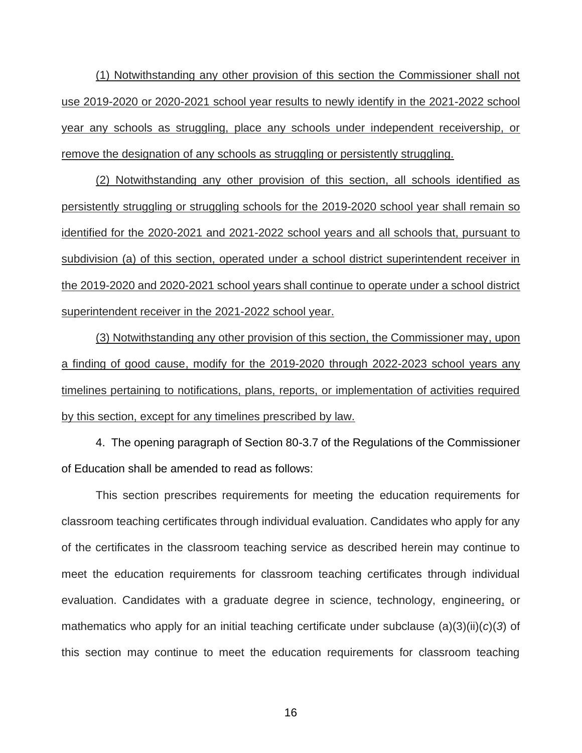(1) Notwithstanding any other provision of this section the Commissioner shall not use 2019-2020 or 2020-2021 school year results to newly identify in the 2021-2022 school year any schools as struggling, place any schools under independent receivership, or remove the designation of any schools as struggling or persistently struggling.

(2) Notwithstanding any other provision of this section, all schools identified as persistently struggling or struggling schools for the 2019-2020 school year shall remain so identified for the 2020-2021 and 2021-2022 school years and all schools that, pursuant to subdivision (a) of this section, operated under a school district superintendent receiver in the 2019-2020 and 2020-2021 school years shall continue to operate under a school district superintendent receiver in the 2021-2022 school year.

(3) Notwithstanding any other provision of this section, the Commissioner may, upon a finding of good cause, modify for the 2019-2020 through 2022-2023 school years any timelines pertaining to notifications, plans, reports, or implementation of activities required by this section, except for any timelines prescribed by law.

4. The opening paragraph of Section 80-3.7 of the Regulations of the Commissioner of Education shall be amended to read as follows:

This section prescribes requirements for meeting the education requirements for classroom teaching certificates through individual evaluation. Candidates who apply for any of the certificates in the classroom teaching service as described herein may continue to meet the education requirements for classroom teaching certificates through individual evaluation. Candidates with a graduate degree in science, technology, engineering, or mathematics who apply for an initial teaching certificate under subclause (a)(3)(ii)(*c*)(*3*) of this section may continue to meet the education requirements for classroom teaching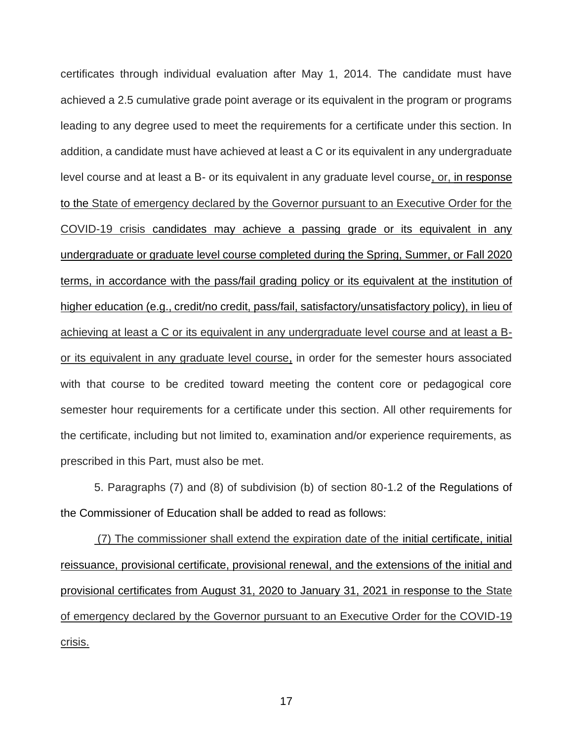certificates through individual evaluation after May 1, 2014. The candidate must have achieved a 2.5 cumulative grade point average or its equivalent in the program or programs leading to any degree used to meet the requirements for a certificate under this section. In addition, a candidate must have achieved at least a C or its equivalent in any undergraduate level course and at least a B- or its equivalent in any graduate level course, or, in response to the State of emergency declared by the Governor pursuant to an Executive Order for the COVID-19 crisis candidates may achieve a passing grade or its equivalent in any undergraduate or graduate level course completed during the Spring, Summer, or Fall 2020 terms, in accordance with the pass/fail grading policy or its equivalent at the institution of higher education (e.g., credit/no credit, pass/fail, satisfactory/unsatisfactory policy), in lieu of achieving at least a C or its equivalent in any undergraduate level course and at least a B- or its equivalent in any graduate level course, in order for the semester hours associated with that course to be credited toward meeting the content core or pedagogical core semester hour requirements for a certificate under this section. All other requirements for the certificate, including but not limited to, examination and/or experience requirements, as prescribed in this Part, must also be met.

5. Paragraphs (7) and (8) of subdivision (b) of section 80-1.2 of the Regulations of the Commissioner of Education shall be added to read as follows:

(7) The commissioner shall extend the expiration date of the initial certificate, initial reissuance, provisional certificate, provisional renewal, and the extensions of the initial and provisional certificates from August 31, 2020 to January 31, 2021 in response to the State of emergency declared by the Governor pursuant to an Executive Order for the COVID-19 crisis.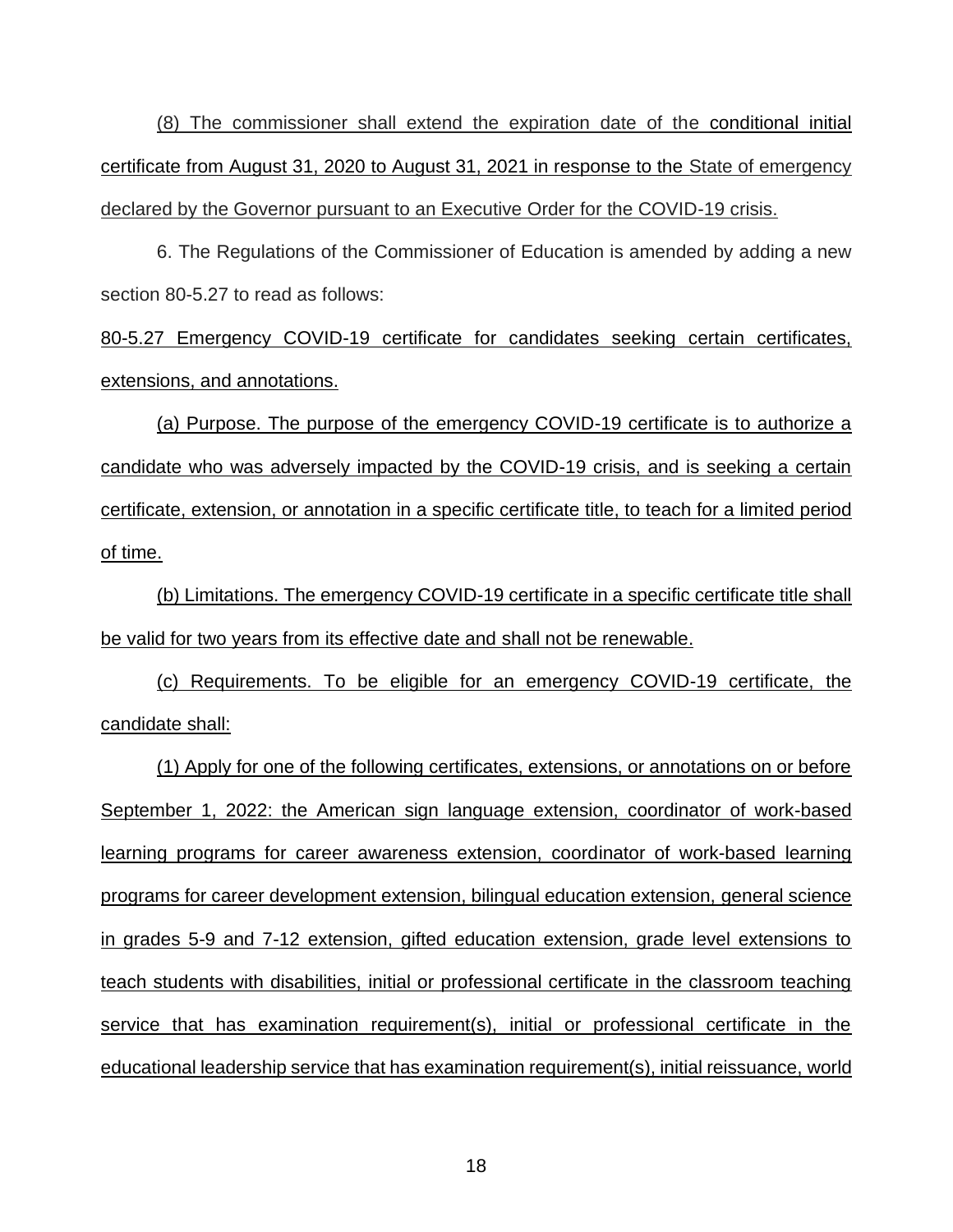(8) The commissioner shall extend the expiration date of the conditional initial certificate from August 31, 2020 to August 31, 2021 in response to the State of emergency declared by the Governor pursuant to an Executive Order for the COVID-19 crisis.

6. The Regulations of the Commissioner of Education is amended by adding a new section 80-5.27 to read as follows:

80-5.27 Emergency COVID-19 certificate for candidates seeking certain certificates, extensions, and annotations.

(a) Purpose. The purpose of the emergency COVID-19 certificate is to authorize a candidate who was adversely impacted by the COVID-19 crisis, and is seeking a certain certificate, extension, or annotation in a specific certificate title, to teach for a limited period of time.

(b) Limitations. The emergency COVID-19 certificate in a specific certificate title shall be valid for two years from its effective date and shall not be renewable.

(c) Requirements. To be eligible for an emergency COVID-19 certificate, the candidate shall:

(1) Apply for one of the following certificates, extensions, or annotations on or before September 1, 2022: the American sign language extension, coordinator of work-based learning programs for career awareness extension, coordinator of work-based learning programs for career development extension, bilingual education extension, general science in grades 5-9 and 7-12 extension, gifted education extension, grade level extensions to teach students with disabilities, initial or professional certificate in the classroom teaching service that has examination requirement(s), initial or professional certificate in the educational leadership service that has examination requirement(s), initial reissuance, world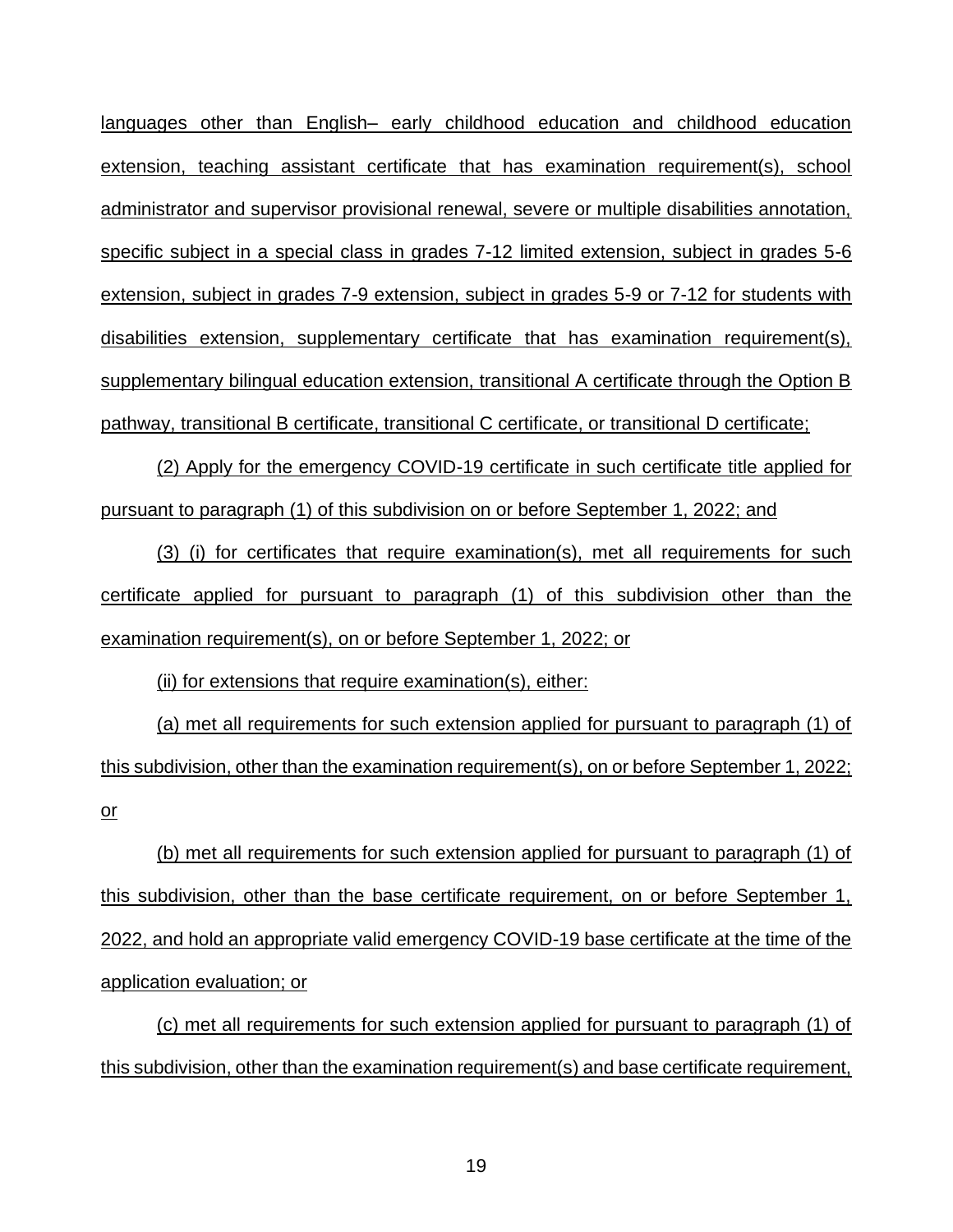languages other than English– early childhood education and childhood education extension, teaching assistant certificate that has examination requirement(s), school administrator and supervisor provisional renewal, severe or multiple disabilities annotation, specific subject in a special class in grades 7-12 limited extension, subject in grades 5-6 extension, subject in grades 7-9 extension, subject in grades 5-9 or 7-12 for students with disabilities extension, supplementary certificate that has examination requirement(s), supplementary bilingual education extension, transitional A certificate through the Option B pathway, transitional B certificate, transitional C certificate, or transitional D certificate;

(2) Apply for the emergency COVID-19 certificate in such certificate title applied for pursuant to paragraph (1) of this subdivision on or before September 1, 2022; and

(3) (i) for certificates that require examination(s), met all requirements for such certificate applied for pursuant to paragraph (1) of this subdivision other than the examination requirement(s), on or before September 1, 2022; or

(ii) for extensions that require examination(s), either:

(a) met all requirements for such extension applied for pursuant to paragraph (1) of this subdivision, other than the examination requirement(s), on or before September 1, 2022; or

(b) met all requirements for such extension applied for pursuant to paragraph (1) of this subdivision, other than the base certificate requirement, on or before September 1, 2022, and hold an appropriate valid emergency COVID-19 base certificate at the time of the application evaluation; or

(c) met all requirements for such extension applied for pursuant to paragraph (1) of this subdivision, other than the examination requirement(s) and base certificate requirement,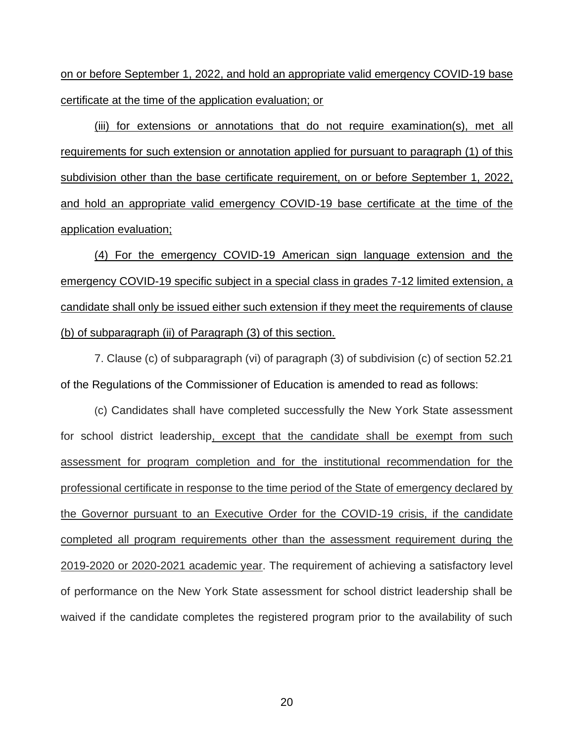on or before September 1, 2022, and hold an appropriate valid emergency COVID-19 base certificate at the time of the application evaluation; or

(iii) for extensions or annotations that do not require examination(s), met all requirements for such extension or annotation applied for pursuant to paragraph (1) of this subdivision other than the base certificate requirement, on or before September 1, 2022, and hold an appropriate valid emergency COVID-19 base certificate at the time of the application evaluation;

(4) For the emergency COVID-19 American sign language extension and the emergency COVID-19 specific subject in a special class in grades 7-12 limited extension, a candidate shall only be issued either such extension if they meet the requirements of clause (b) of subparagraph (ii) of Paragraph (3) of this section.

7. Clause (c) of subparagraph (vi) of paragraph (3) of subdivision (c) of section 52.21 of the Regulations of the Commissioner of Education is amended to read as follows:

(c) Candidates shall have completed successfully the New York State assessment for school district leadership, except that the candidate shall be exempt from such assessment for program completion and for the institutional recommendation for the professional certificate in response to the time period of the State of emergency declared by the Governor pursuant to an Executive Order for the COVID-19 crisis, if the candidate completed all program requirements other than the assessment requirement during the 2019-2020 or 2020-2021 academic year. The requirement of achieving a satisfactory level of performance on the New York State assessment for school district leadership shall be waived if the candidate completes the registered program prior to the availability of such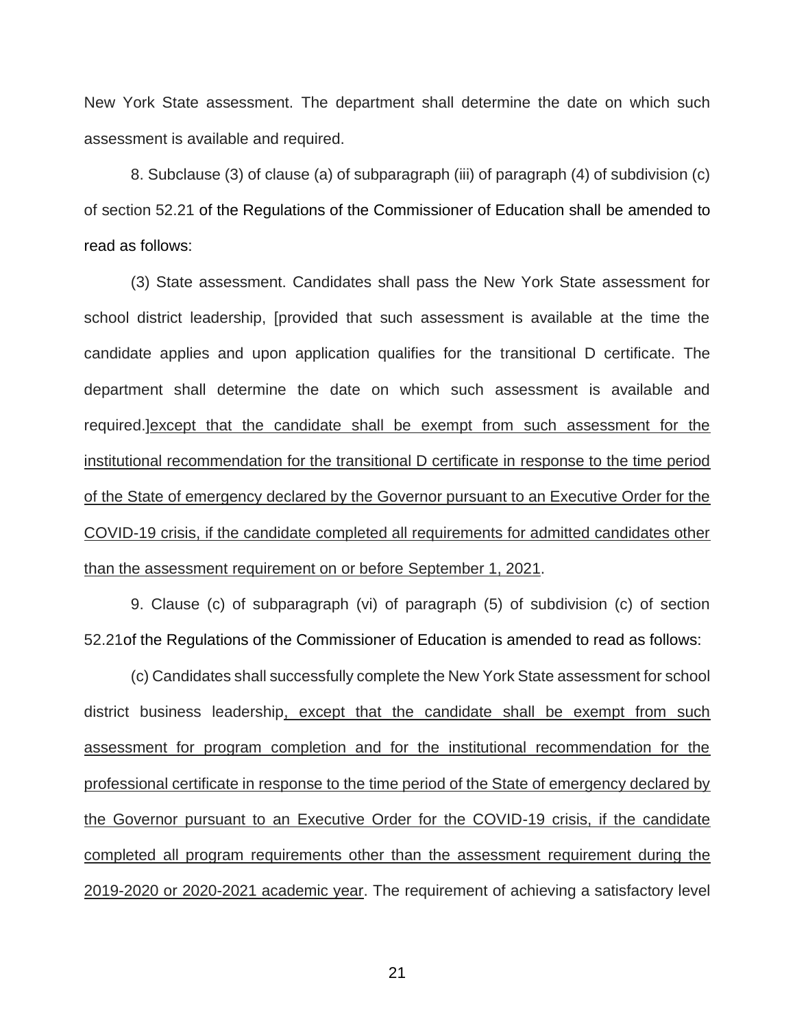New York State assessment. The department shall determine the date on which such assessment is available and required.

8. Subclause (3) of clause (a) of subparagraph (iii) of paragraph (4) of subdivision (c) of section 52.21 of the Regulations of the Commissioner of Education shall be amended to read as follows:

(3) State assessment. Candidates shall pass the New York State assessment for school district leadership, [provided that such assessment is available at the time the candidate applies and upon application qualifies for the transitional D certificate. The department shall determine the date on which such assessment is available and required.]<u>except that the candidate shall be exempt from such assessment for the institutional recommendation for the transitional D certificate in response to the time period of the State of emergency declared by the Governor pursuant to an Executive Order for the COVID-19 crisis, if the candidate completed all requirements for admitted candidates other than the assessment requirement on or before September 1, 2021</u>.

9. Clause (c) of subparagraph (vi) of paragraph (5) of subdivision (c) of section 52.21of the Regulations of the Commissioner of Education is amended to read as follows:

(c) Candidates shall successfully complete the New York State assessment for school district business leadership<u>, except that the candidate shall be exempt from such assessment for program completion and for the institutional recommendation for the professional certificate in response to the time period of the State of emergency declared by the Governor pursuant to an Executive Order for the COVID-19 crisis, if the candidate completed all program requirements other than the assessment requirement during the 2019-2020 or 2020-2021 academic year</u>. The requirement of achieving a satisfactory level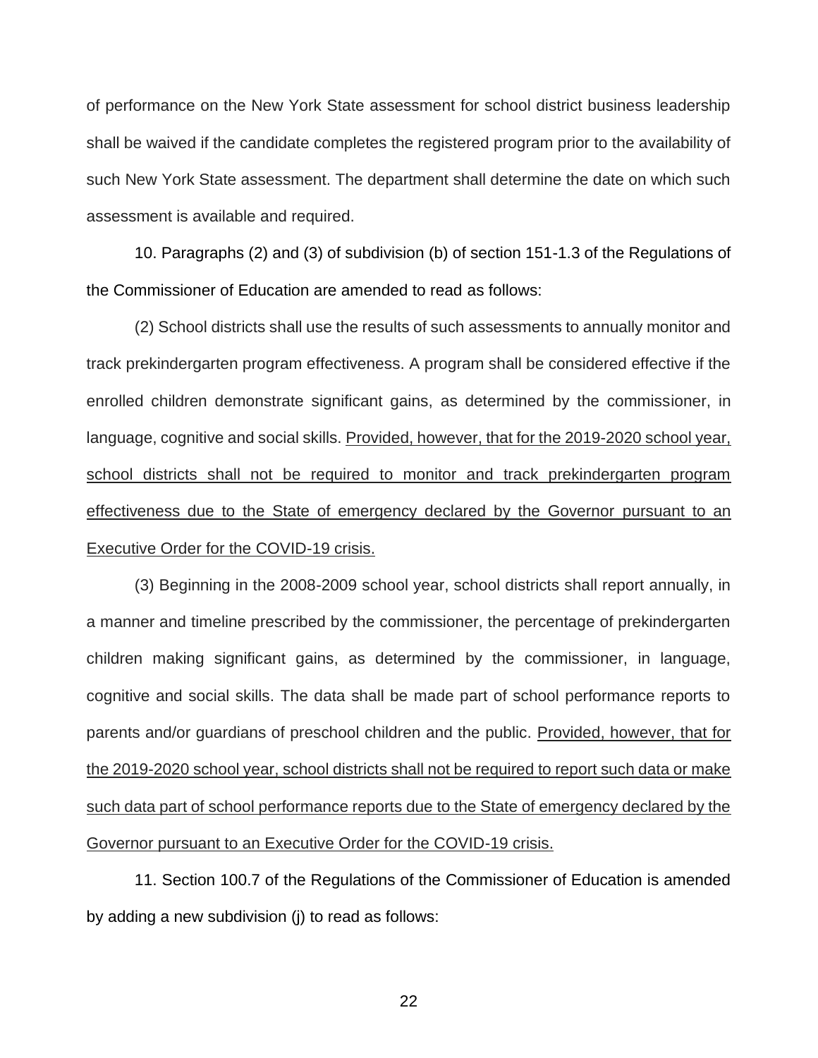of performance on the New York State assessment for school district business leadership shall be waived if the candidate completes the registered program prior to the availability of such New York State assessment. The department shall determine the date on which such assessment is available and required.

10. Paragraphs (2) and (3) of subdivision (b) of section 151-1.3 of the Regulations of the Commissioner of Education are amended to read as follows:

(2) School districts shall use the results of such assessments to annually monitor and track prekindergarten program effectiveness. A program shall be considered effective if the enrolled children demonstrate significant gains, as determined by the commissioner, in language, cognitive and social skills. <u>Provided, however, that for the 2019-2020 school year, school districts shall not be required to monitor and track prekindergarten program effectiveness due to the State of emergency declared by the Governor pursuant to an Executive Order for the COVID-19 crisis.</u>

(3) Beginning in the 2008-2009 school year, school districts shall report annually, in a manner and timeline prescribed by the commissioner, the percentage of prekindergarten children making significant gains, as determined by the commissioner, in language, cognitive and social skills. The data shall be made part of school performance reports to parents and/or guardians of preschool children and the public. <u>Provided, however, that for the 2019-2020 school year, school districts shall not be required to report such data or make such data part of school performance reports due to the State of emergency declared by the Governor pursuant to an Executive Order for the COVID-19 crisis.</u>

11. Section 100.7 of the Regulations of the Commissioner of Education is amended by adding a new subdivision (j) to read as follows: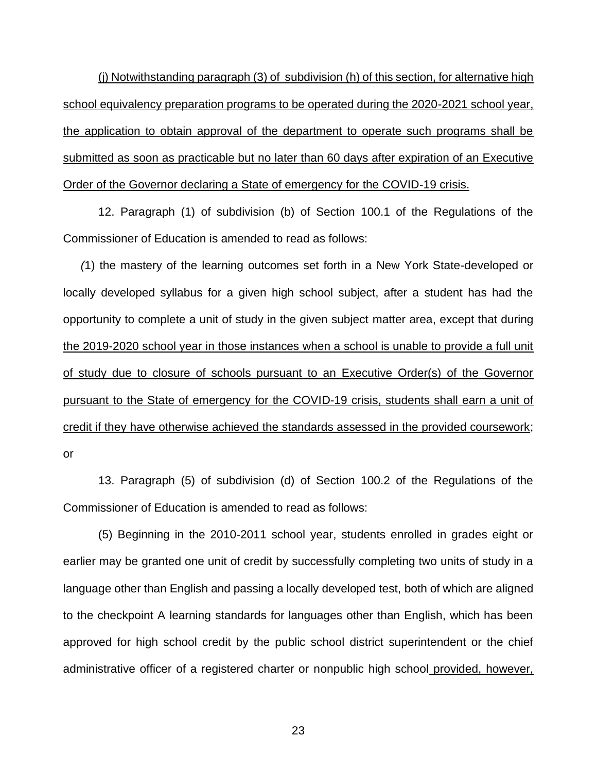(j) Notwithstanding paragraph (3) of subdivision (h) of this section, for alternative high school equivalency preparation programs to be operated during the 2020-2021 school year, the application to obtain approval of the department to operate such programs shall be submitted as soon as practicable but no later than 60 days after expiration of an Executive Order of the Governor declaring a State of emergency for the COVID-19 crisis.

12. Paragraph (1) of subdivision (b) of Section 100.1 of the Regulations of the Commissioner of Education is amended to read as follows:

(1) the mastery of the learning outcomes set forth in a New York State-developed or locally developed syllabus for a given high school subject, after a student has had the opportunity to complete a unit of study in the given subject matter area, except that during the 2019-2020 school year in those instances when a school is unable to provide a full unit of study due to closure of schools pursuant to an Executive Order(s) of the Governor pursuant to the State of emergency for the COVID-19 crisis, students shall earn a unit of credit if they have otherwise achieved the standards assessed in the provided coursework; or

13. Paragraph (5) of subdivision (d) of Section 100.2 of the Regulations of the Commissioner of Education is amended to read as follows:

(5) Beginning in the 2010-2011 school year, students enrolled in grades eight or earlier may be granted one unit of credit by successfully completing two units of study in a language other than English and passing a locally developed test, both of which are aligned to the checkpoint A learning standards for languages other than English, which has been approved for high school credit by the public school district superintendent or the chief administrative officer of a registered charter or nonpublic high school provided, however,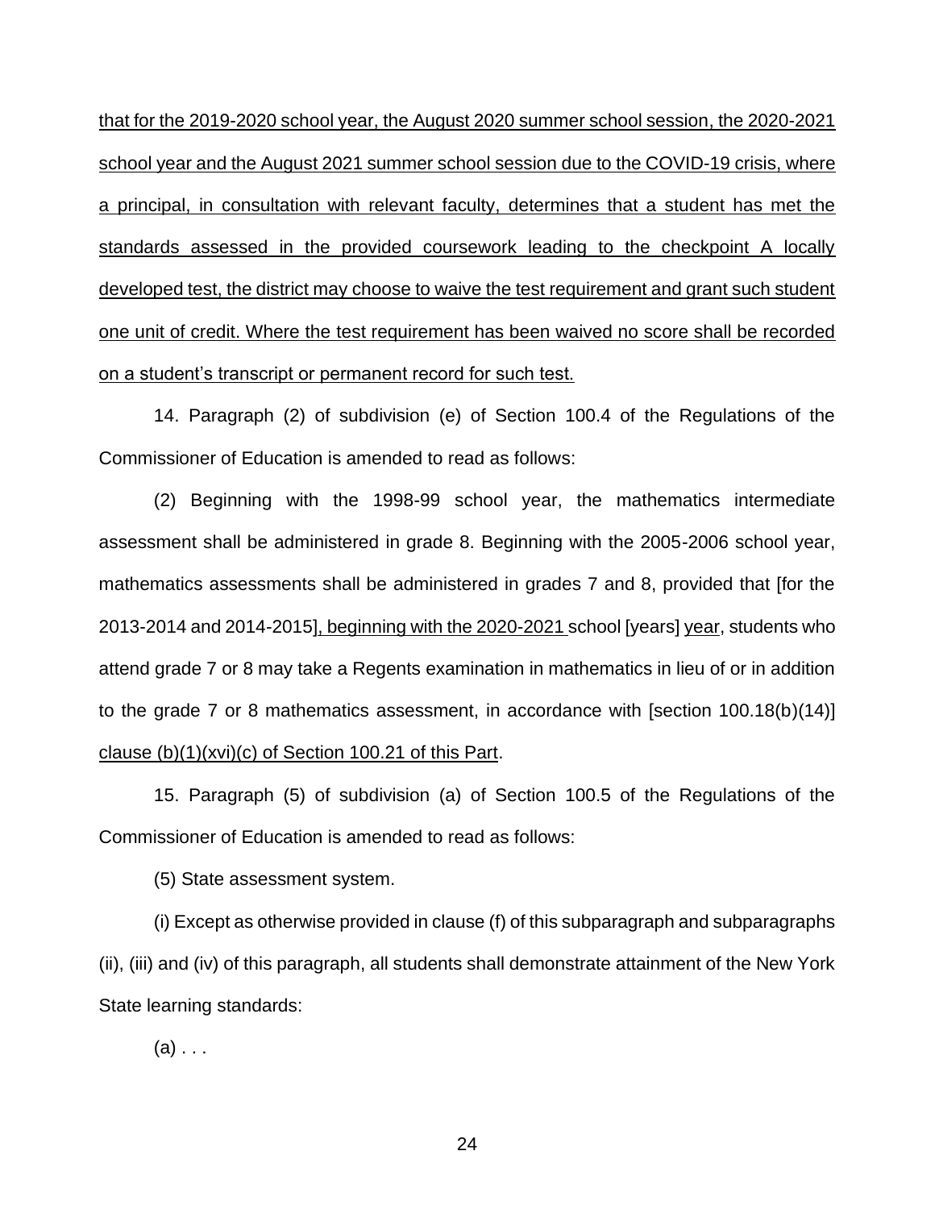<u>that for the 2019-2020 school year, the August 2020 summer school session, the 2020-2021 school year and the August 2021 summer school session due to the COVID-19 crisis, where a principal, in consultation with relevant faculty, determines that a student has met the standards assessed in the provided coursework leading to the checkpoint A locally developed test, the district may choose to waive the test requirement and grant such student one unit of credit. Where the test requirement has been waived no score shall be recorded on a student's transcript or permanent record for such test.</u>

14. Paragraph (2) of subdivision (e) of Section 100.4 of the Regulations of the Commissioner of Education is amended to read as follows:

(2) Beginning with the 1998-99 school year, the mathematics intermediate assessment shall be administered in grade 8. Beginning with the 2005-2006 school year, mathematics assessments shall be administered in grades 7 and 8, provided that [for the 2013-2014 and 2014-2015]<u>, beginning with the 2020-2021</u> school [years] <u>year</u>, students who attend grade 7 or 8 may take a Regents examination in mathematics in lieu of or in addition to the grade 7 or 8 mathematics assessment, in accordance with [section 100.18(b)(14)] <u>clause (b)(1)(xvi)(c) of Section 100.21 of this Part</u>.

15. Paragraph (5) of subdivision (a) of Section 100.5 of the Regulations of the Commissioner of Education is amended to read as follows:

(5) State assessment system.

(i) Except as otherwise provided in clause (f) of this subparagraph and subparagraphs (ii), (iii) and (iv) of this paragraph, all students shall demonstrate attainment of the New York State learning standards:

(a) . . .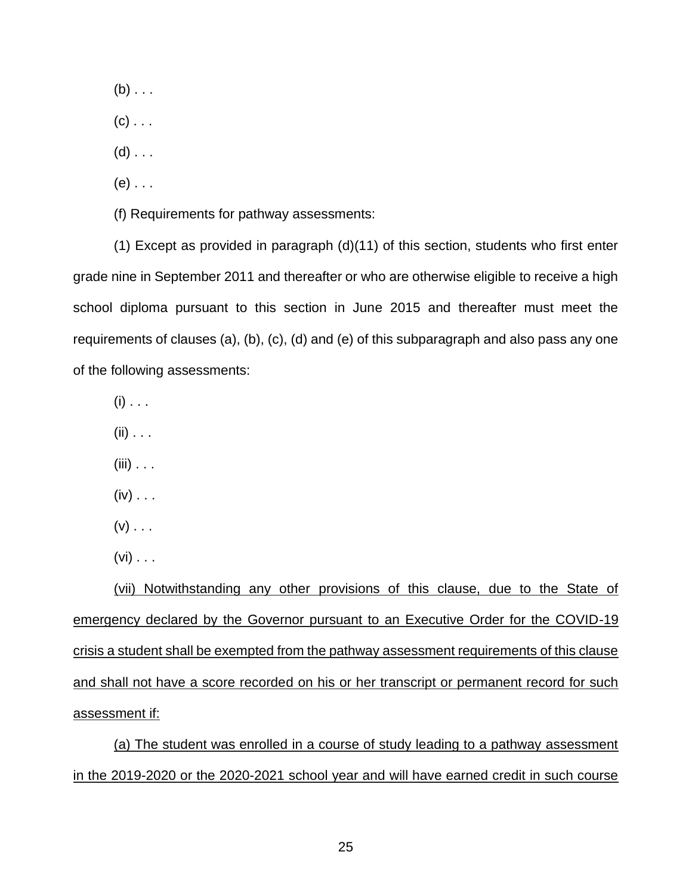(b) . . .

(c) . . .

(d) . . .

(e) . . .

(f) Requirements for pathway assessments:

(1) Except as provided in paragraph (d)(11) of this section, students who first enter grade nine in September 2011 and thereafter or who are otherwise eligible to receive a high school diploma pursuant to this section in June 2015 and thereafter must meet the requirements of clauses (a), (b), (c), (d) and (e) of this subparagraph and also pass any one of the following assessments:

(i) . . .

(ii) . . .

(iii) . . .

(iv) . . .

(v) . . .

(vi) . . .

<u>(vii) Notwithstanding any other provisions of this clause, due to the State of emergency declared by the Governor pursuant to an Executive Order for the COVID-19 crisis a student shall be exempted from the pathway assessment requirements of this clause and shall not have a score recorded on his or her transcript or permanent record for such assessment if:</u>

<u>(a) The student was enrolled in a course of study leading to a pathway assessment in the 2019-2020 or the 2020-2021 school year and will have earned credit in such course</u>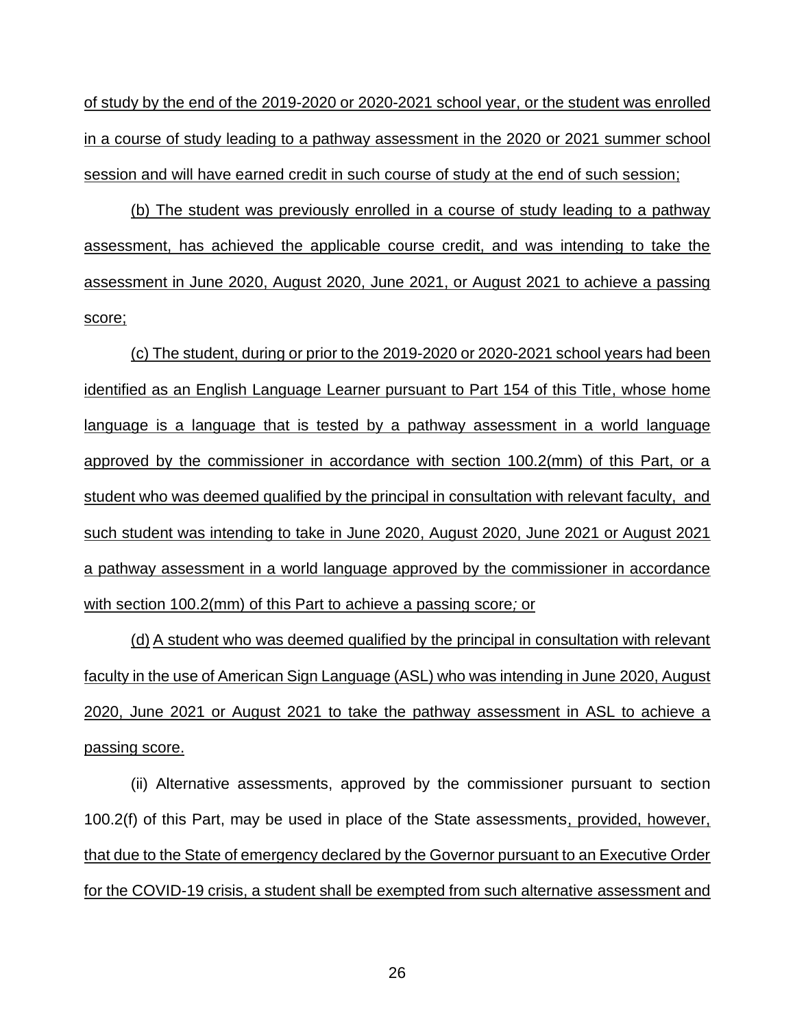of study by the end of the 2019-2020 or 2020-2021 school year, or the student was enrolled in a course of study leading to a pathway assessment in the 2020 or 2021 summer school session and will have earned credit in such course of study at the end of such session;

(b) The student was previously enrolled in a course of study leading to a pathway assessment, has achieved the applicable course credit, and was intending to take the assessment in June 2020, August 2020, June 2021, or August 2021 to achieve a passing score;

(c) The student, during or prior to the 2019-2020 or 2020-2021 school years had been identified as an English Language Learner pursuant to Part 154 of this Title, whose home language is a language that is tested by a pathway assessment in a world language approved by the commissioner in accordance with section 100.2(mm) of this Part, or a student who was deemed qualified by the principal in consultation with relevant faculty, and such student was intending to take in June 2020, August 2020, June 2021 or August 2021 a pathway assessment in a world language approved by the commissioner in accordance with section 100.2(mm) of this Part to achieve a passing score; or

(d) A student who was deemed qualified by the principal in consultation with relevant faculty in the use of American Sign Language (ASL) who was intending in June 2020, August 2020, June 2021 or August 2021 to take the pathway assessment in ASL to achieve a passing score.

(ii) Alternative assessments, approved by the commissioner pursuant to section 100.2(f) of this Part, may be used in place of the State assessments, provided, however, that due to the State of emergency declared by the Governor pursuant to an Executive Order for the COVID-19 crisis, a student shall be exempted from such alternative assessment and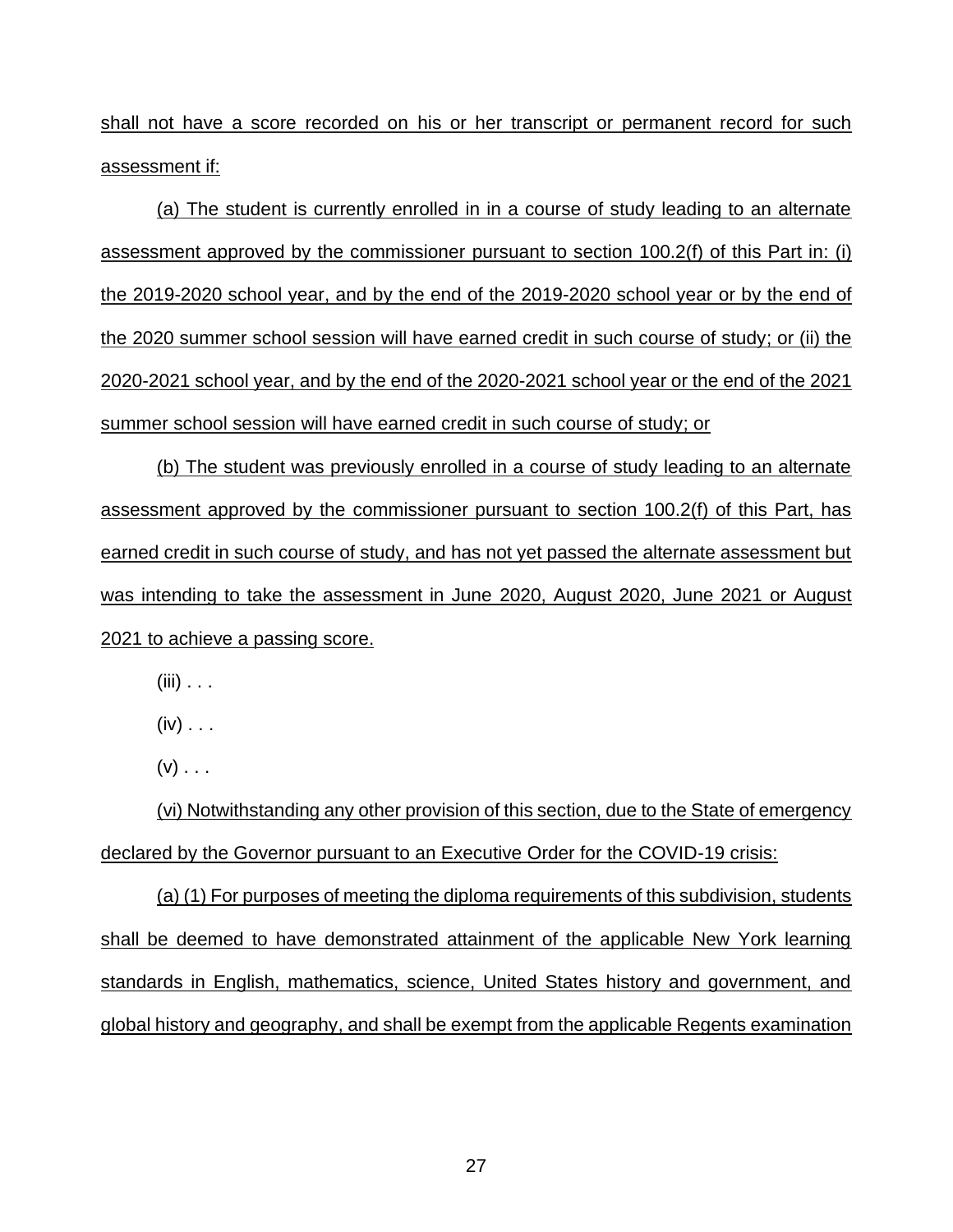shall not have a score recorded on his or her transcript or permanent record for such assessment if:

(a) The student is currently enrolled in in a course of study leading to an alternate assessment approved by the commissioner pursuant to section 100.2(f) of this Part in: (i) the 2019-2020 school year, and by the end of the 2019-2020 school year or by the end of the 2020 summer school session will have earned credit in such course of study; or (ii) the 2020-2021 school year, and by the end of the 2020-2021 school year or the end of the 2021 summer school session will have earned credit in such course of study; or

(b) The student was previously enrolled in a course of study leading to an alternate assessment approved by the commissioner pursuant to section 100.2(f) of this Part, has earned credit in such course of study, and has not yet passed the alternate assessment but was intending to take the assessment in June 2020, August 2020, June 2021 or August 2021 to achieve a passing score.

(iii) . . .

(iv) . . .

(v) . . .

(vi) Notwithstanding any other provision of this section, due to the State of emergency declared by the Governor pursuant to an Executive Order for the COVID-19 crisis:

(a) (1) For purposes of meeting the diploma requirements of this subdivision, students shall be deemed to have demonstrated attainment of the applicable New York learning standards in English, mathematics, science, United States history and government, and global history and geography, and shall be exempt from the applicable Regents examination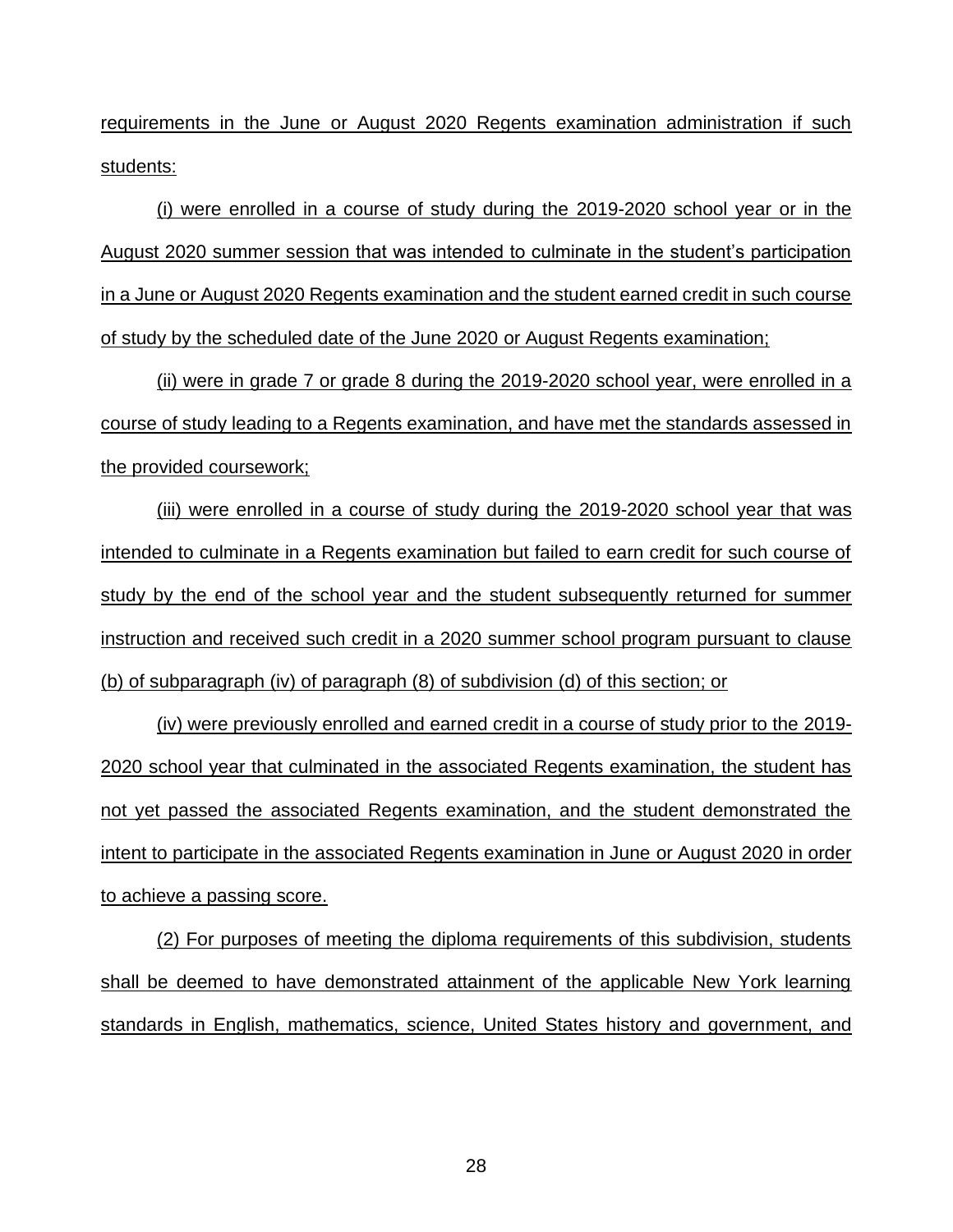requirements in the June or August 2020 Regents examination administration if such students:

(i) were enrolled in a course of study during the 2019-2020 school year or in the August 2020 summer session that was intended to culminate in the student's participation in a June or August 2020 Regents examination and the student earned credit in such course of study by the scheduled date of the June 2020 or August Regents examination;

(ii) were in grade 7 or grade 8 during the 2019-2020 school year, were enrolled in a course of study leading to a Regents examination, and have met the standards assessed in the provided coursework;

(iii) were enrolled in a course of study during the 2019-2020 school year that was intended to culminate in a Regents examination but failed to earn credit for such course of study by the end of the school year and the student subsequently returned for summer instruction and received such credit in a 2020 summer school program pursuant to clause (b) of subparagraph (iv) of paragraph (8) of subdivision (d) of this section; or

(iv) were previously enrolled and earned credit in a course of study prior to the 2019-2020 school year that culminated in the associated Regents examination, the student has not yet passed the associated Regents examination, and the student demonstrated the intent to participate in the associated Regents examination in June or August 2020 in order to achieve a passing score.

(2) For purposes of meeting the diploma requirements of this subdivision, students shall be deemed to have demonstrated attainment of the applicable New York learning standards in English, mathematics, science, United States history and government, and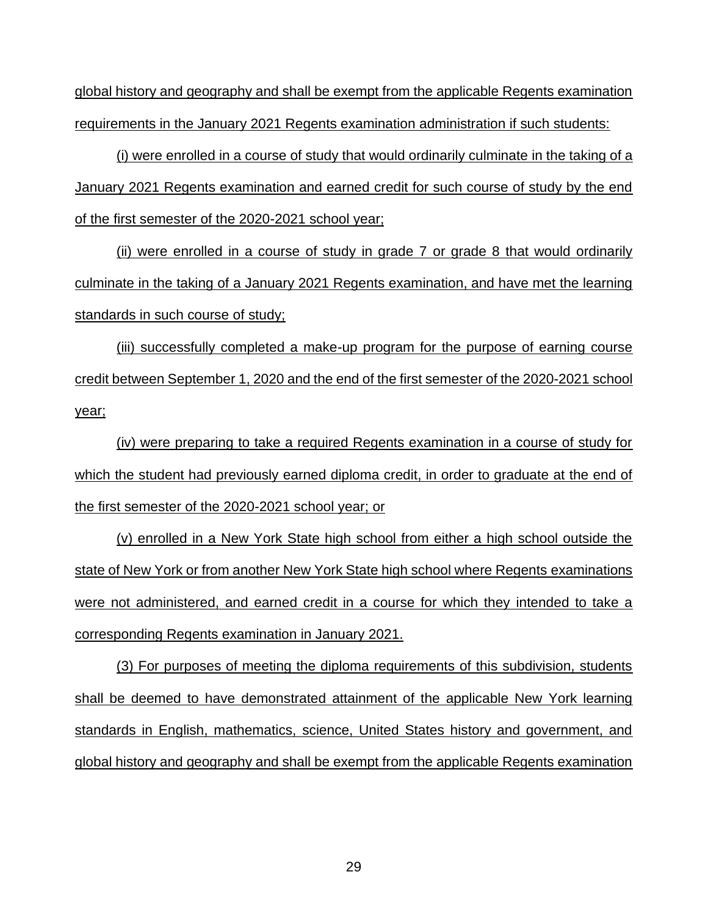global history and geography and shall be exempt from the applicable Regents examination requirements in the January 2021 Regents examination administration if such students:

(i) were enrolled in a course of study that would ordinarily culminate in the taking of a January 2021 Regents examination and earned credit for such course of study by the end of the first semester of the 2020-2021 school year;

(ii) were enrolled in a course of study in grade 7 or grade 8 that would ordinarily culminate in the taking of a January 2021 Regents examination, and have met the learning standards in such course of study;

(iii) successfully completed a make-up program for the purpose of earning course credit between September 1, 2020 and the end of the first semester of the 2020-2021 school year;

(iv) were preparing to take a required Regents examination in a course of study for which the student had previously earned diploma credit, in order to graduate at the end of the first semester of the 2020-2021 school year; or

(v) enrolled in a New York State high school from either a high school outside the state of New York or from another New York State high school where Regents examinations were not administered, and earned credit in a course for which they intended to take a corresponding Regents examination in January 2021.

(3) For purposes of meeting the diploma requirements of this subdivision, students shall be deemed to have demonstrated attainment of the applicable New York learning standards in English, mathematics, science, United States history and government, and global history and geography and shall be exempt from the applicable Regents examination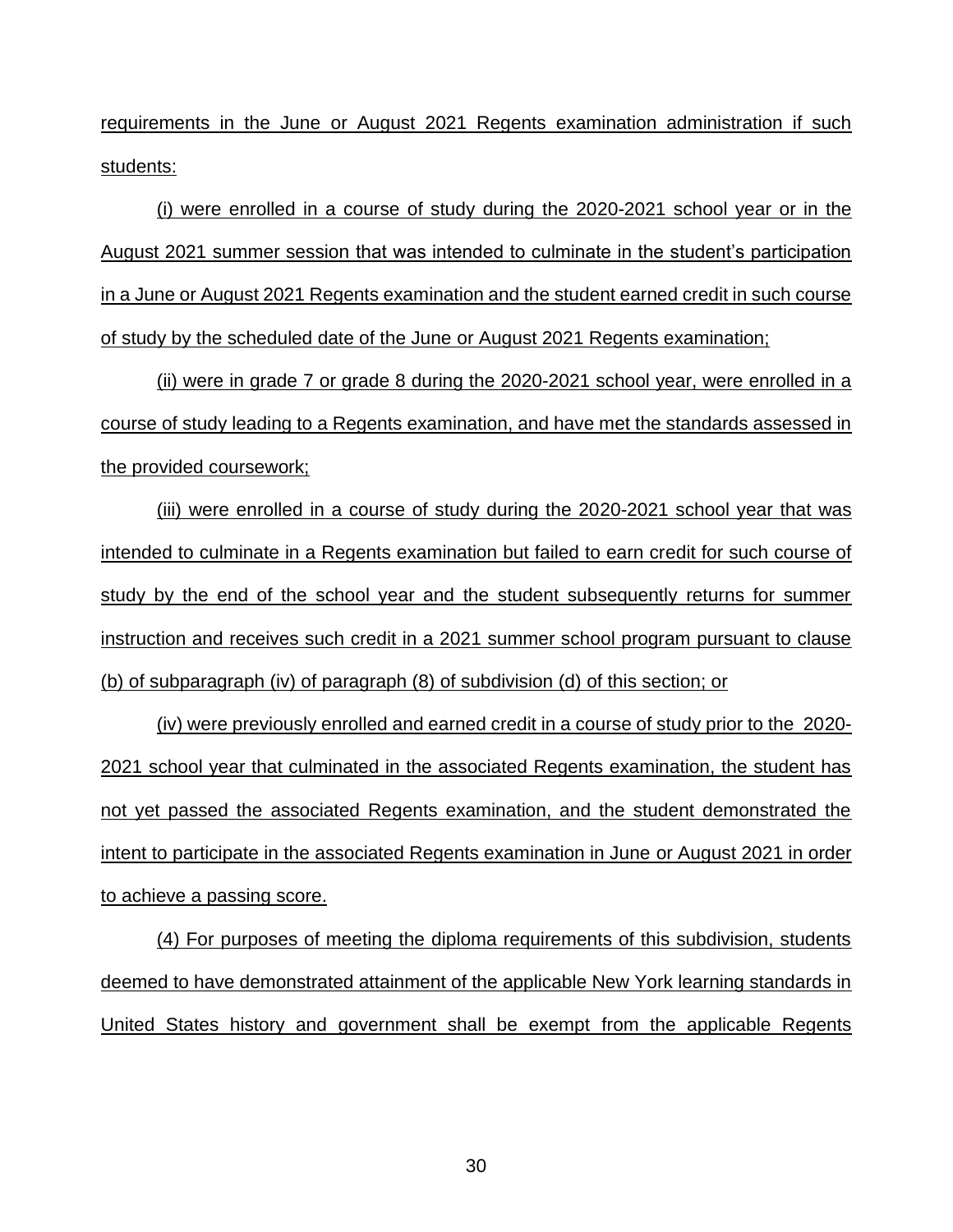requirements in the June or August 2021 Regents examination administration if such students:

(i) were enrolled in a course of study during the 2020-2021 school year or in the August 2021 summer session that was intended to culminate in the student's participation in a June or August 2021 Regents examination and the student earned credit in such course of study by the scheduled date of the June or August 2021 Regents examination;

(ii) were in grade 7 or grade 8 during the 2020-2021 school year, were enrolled in a course of study leading to a Regents examination, and have met the standards assessed in the provided coursework;

(iii) were enrolled in a course of study during the 2020-2021 school year that was intended to culminate in a Regents examination but failed to earn credit for such course of study by the end of the school year and the student subsequently returns for summer instruction and receives such credit in a 2021 summer school program pursuant to clause (b) of subparagraph (iv) of paragraph (8) of subdivision (d) of this section; or

(iv) were previously enrolled and earned credit in a course of study prior to the 2020-2021 school year that culminated in the associated Regents examination, the student has not yet passed the associated Regents examination, and the student demonstrated the intent to participate in the associated Regents examination in June or August 2021 in order to achieve a passing score.

(4) For purposes of meeting the diploma requirements of this subdivision, students deemed to have demonstrated attainment of the applicable New York learning standards in United States history and government shall be exempt from the applicable Regents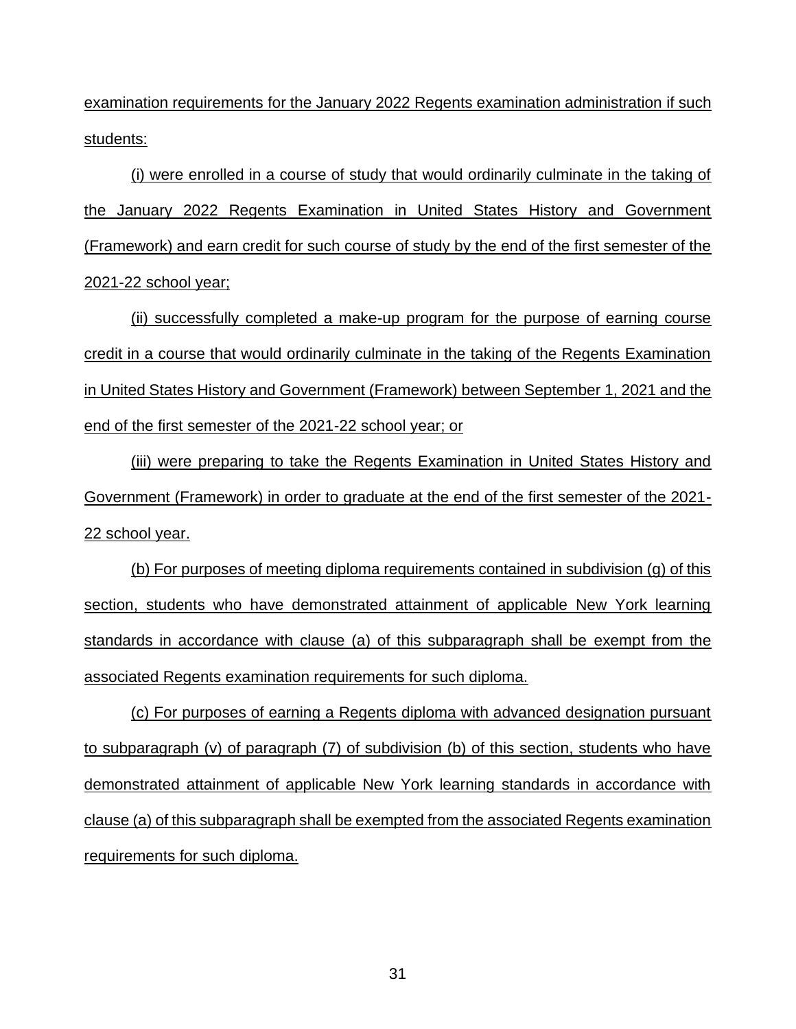examination requirements for the January 2022 Regents examination administration if such students:

(i) were enrolled in a course of study that would ordinarily culminate in the taking of the January 2022 Regents Examination in United States History and Government (Framework) and earn credit for such course of study by the end of the first semester of the 2021-22 school year;

(ii) successfully completed a make-up program for the purpose of earning course credit in a course that would ordinarily culminate in the taking of the Regents Examination in United States History and Government (Framework) between September 1, 2021 and the end of the first semester of the 2021-22 school year; or

(iii) were preparing to take the Regents Examination in United States History and Government (Framework) in order to graduate at the end of the first semester of the 2021-22 school year.

(b) For purposes of meeting diploma requirements contained in subdivision (g) of this section, students who have demonstrated attainment of applicable New York learning standards in accordance with clause (a) of this subparagraph shall be exempt from the associated Regents examination requirements for such diploma.

(c) For purposes of earning a Regents diploma with advanced designation pursuant to subparagraph (v) of paragraph (7) of subdivision (b) of this section, students who have demonstrated attainment of applicable New York learning standards in accordance with clause (a) of this subparagraph shall be exempted from the associated Regents examination requirements for such diploma.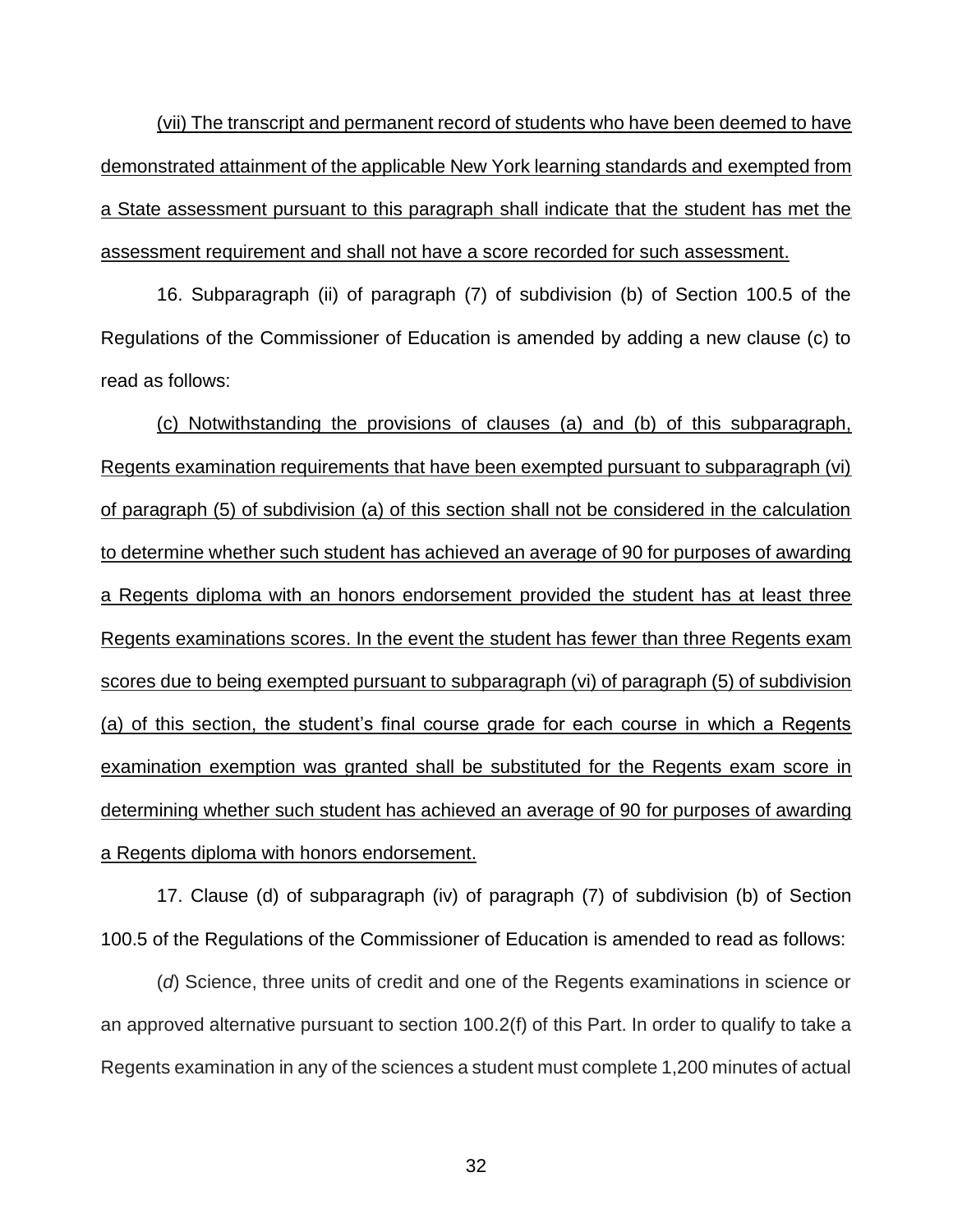(vii) The transcript and permanent record of students who have been deemed to have demonstrated attainment of the applicable New York learning standards and exempted from a State assessment pursuant to this paragraph shall indicate that the student has met the assessment requirement and shall not have a score recorded for such assessment.

16. Subparagraph (ii) of paragraph (7) of subdivision (b) of Section 100.5 of the Regulations of the Commissioner of Education is amended by adding a new clause (c) to read as follows:

(c) Notwithstanding the provisions of clauses (a) and (b) of this subparagraph, Regents examination requirements that have been exempted pursuant to subparagraph (vi) of paragraph (5) of subdivision (a) of this section shall not be considered in the calculation to determine whether such student has achieved an average of 90 for purposes of awarding a Regents diploma with an honors endorsement provided the student has at least three Regents examinations scores. In the event the student has fewer than three Regents exam scores due to being exempted pursuant to subparagraph (vi) of paragraph (5) of subdivision (a) of this section, the student's final course grade for each course in which a Regents examination exemption was granted shall be substituted for the Regents exam score in determining whether such student has achieved an average of 90 for purposes of awarding a Regents diploma with honors endorsement.

17. Clause (d) of subparagraph (iv) of paragraph (7) of subdivision (b) of Section 100.5 of the Regulations of the Commissioner of Education is amended to read as follows:

(*d*) Science, three units of credit and one of the Regents examinations in science or an approved alternative pursuant to section 100.2(f) of this Part. In order to qualify to take a Regents examination in any of the sciences a student must complete 1,200 minutes of actual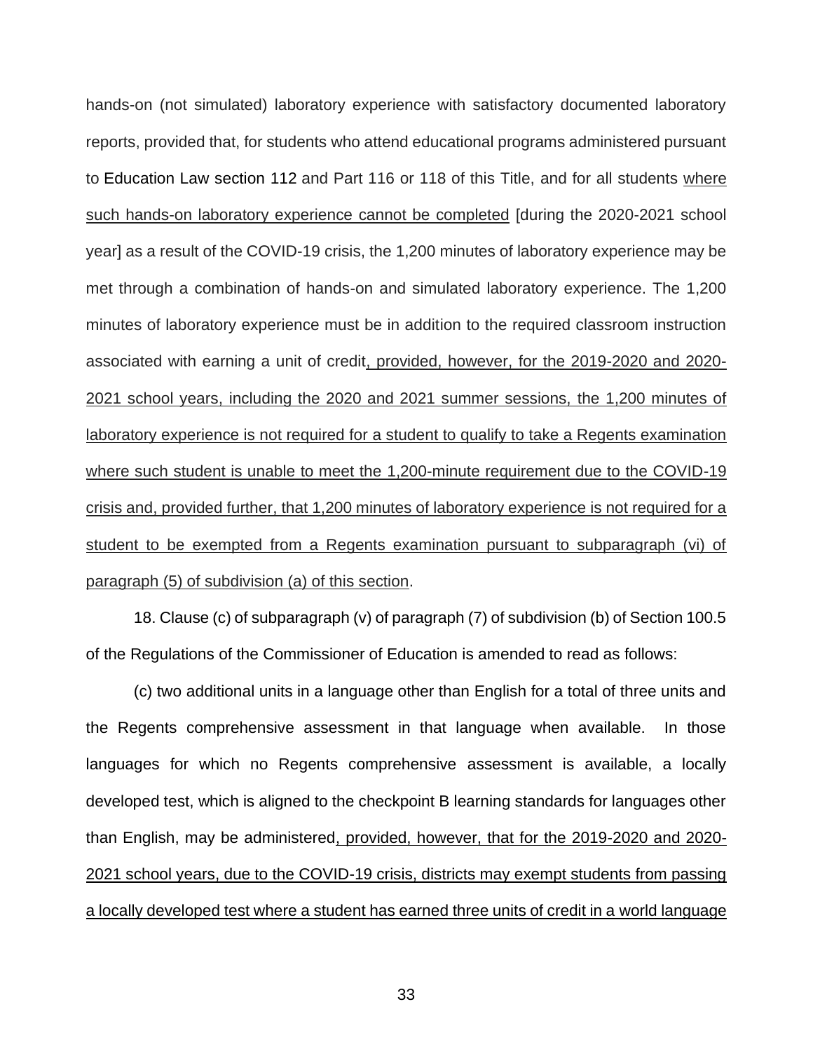hands-on (not simulated) laboratory experience with satisfactory documented laboratory reports, provided that, for students who attend educational programs administered pursuant to Education Law section 112 and Part 116 or 118 of this Title, and for all students <u>where such hands-on laboratory experience cannot be completed</u> [during the 2020-2021 school year] as a result of the COVID-19 crisis, the 1,200 minutes of laboratory experience may be met through a combination of hands-on and simulated laboratory experience. The 1,200 minutes of laboratory experience must be in addition to the required classroom instruction associated with earning a unit of credit<u>, provided, however, for the 2019-2020 and 2020-2021 school years, including the 2020 and 2021 summer sessions, the 1,200 minutes of laboratory experience is not required for a student to qualify to take a Regents examination where such student is unable to meet the 1,200-minute requirement due to the COVID-19 crisis and, provided further, that 1,200 minutes of laboratory experience is not required for a student to be exempted from a Regents examination pursuant to subparagraph (vi) of paragraph (5) of subdivision (a) of this section</u>.

18. Clause (c) of subparagraph (v) of paragraph (7) of subdivision (b) of Section 100.5 of the Regulations of the Commissioner of Education is amended to read as follows:

(c) two additional units in a language other than English for a total of three units and the Regents comprehensive assessment in that language when available. In those languages for which no Regents comprehensive assessment is available, a locally developed test, which is aligned to the checkpoint B learning standards for languages other than English, may be administered<u>, provided, however, that for the 2019-2020 and 2020-2021 school years, due to the COVID-19 crisis, districts may exempt students from passing a locally developed test where a student has earned three units of credit in a world language</u>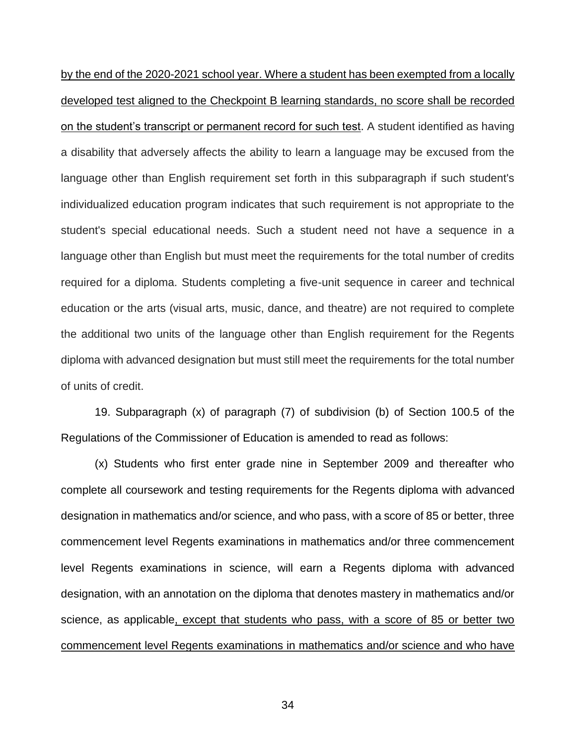by the end of the 2020-2021 school year. Where a student has been exempted from a locally developed test aligned to the Checkpoint B learning standards, no score shall be recorded on the student's transcript or permanent record for such test. A student identified as having a disability that adversely affects the ability to learn a language may be excused from the language other than English requirement set forth in this subparagraph if such student's individualized education program indicates that such requirement is not appropriate to the student's special educational needs. Such a student need not have a sequence in a language other than English but must meet the requirements for the total number of credits required for a diploma. Students completing a five-unit sequence in career and technical education or the arts (visual arts, music, dance, and theatre) are not required to complete the additional two units of the language other than English requirement for the Regents diploma with advanced designation but must still meet the requirements for the total number of units of credit.

19. Subparagraph (x) of paragraph (7) of subdivision (b) of Section 100.5 of the Regulations of the Commissioner of Education is amended to read as follows:

(x) Students who first enter grade nine in September 2009 and thereafter who complete all coursework and testing requirements for the Regents diploma with advanced designation in mathematics and/or science, and who pass, with a score of 85 or better, three commencement level Regents examinations in mathematics and/or three commencement level Regents examinations in science, will earn a Regents diploma with advanced designation, with an annotation on the diploma that denotes mastery in mathematics and/or science, as applicable, except that students who pass, with a score of 85 or better two commencement level Regents examinations in mathematics and/or science and who have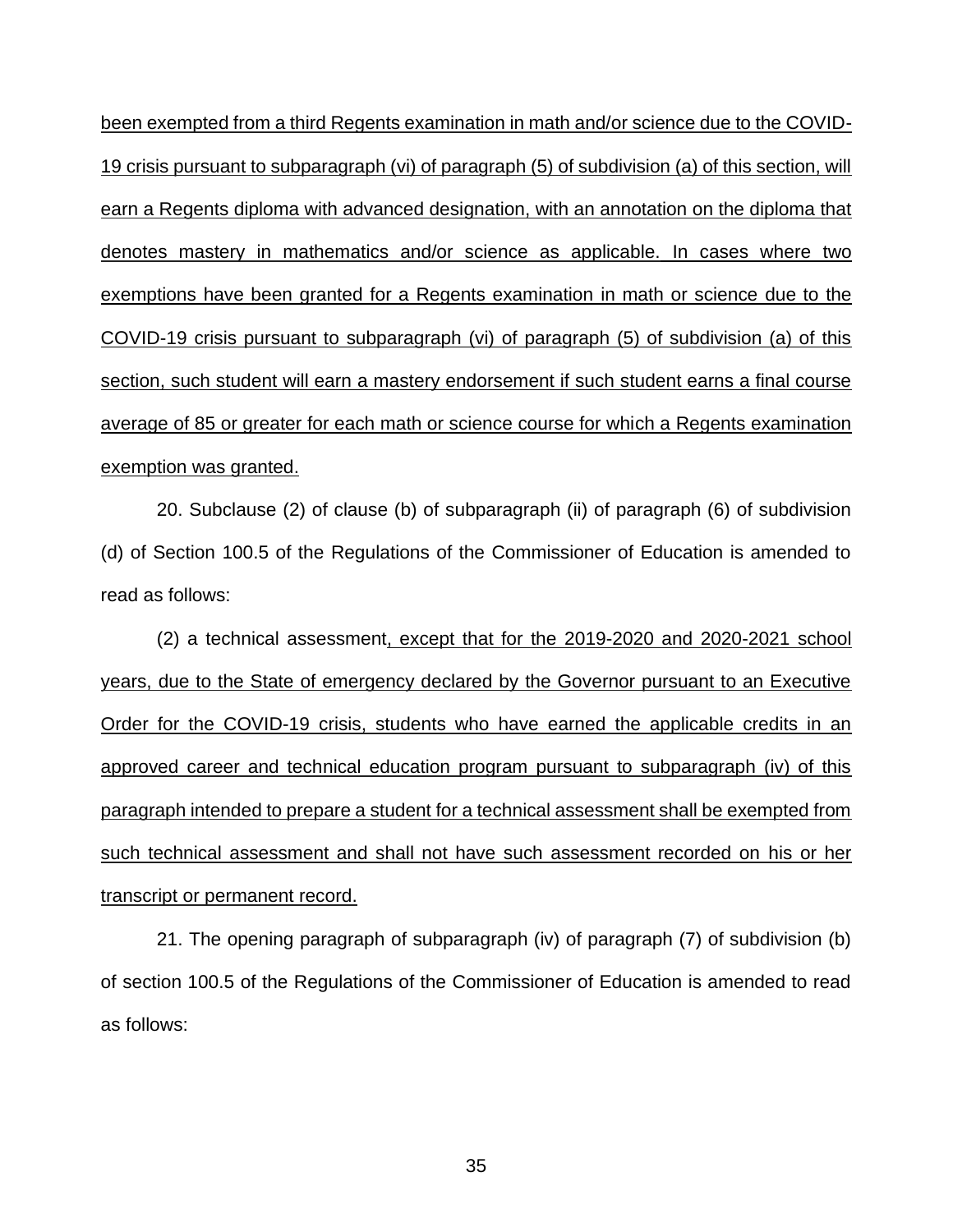been exempted from a third Regents examination in math and/or science due to the COVID-19 crisis pursuant to subparagraph (vi) of paragraph (5) of subdivision (a) of this section, will earn a Regents diploma with advanced designation, with an annotation on the diploma that denotes mastery in mathematics and/or science as applicable. In cases where two exemptions have been granted for a Regents examination in math or science due to the COVID-19 crisis pursuant to subparagraph (vi) of paragraph (5) of subdivision (a) of this section, such student will earn a mastery endorsement if such student earns a final course average of 85 or greater for each math or science course for which a Regents examination exemption was granted.

20. Subclause (2) of clause (b) of subparagraph (ii) of paragraph (6) of subdivision (d) of Section 100.5 of the Regulations of the Commissioner of Education is amended to read as follows:

(2) a technical assessment, except that for the 2019-2020 and 2020-2021 school years, due to the State of emergency declared by the Governor pursuant to an Executive Order for the COVID-19 crisis, students who have earned the applicable credits in an approved career and technical education program pursuant to subparagraph (iv) of this paragraph intended to prepare a student for a technical assessment shall be exempted from such technical assessment and shall not have such assessment recorded on his or her transcript or permanent record.

21. The opening paragraph of subparagraph (iv) of paragraph (7) of subdivision (b) of section 100.5 of the Regulations of the Commissioner of Education is amended to read as follows: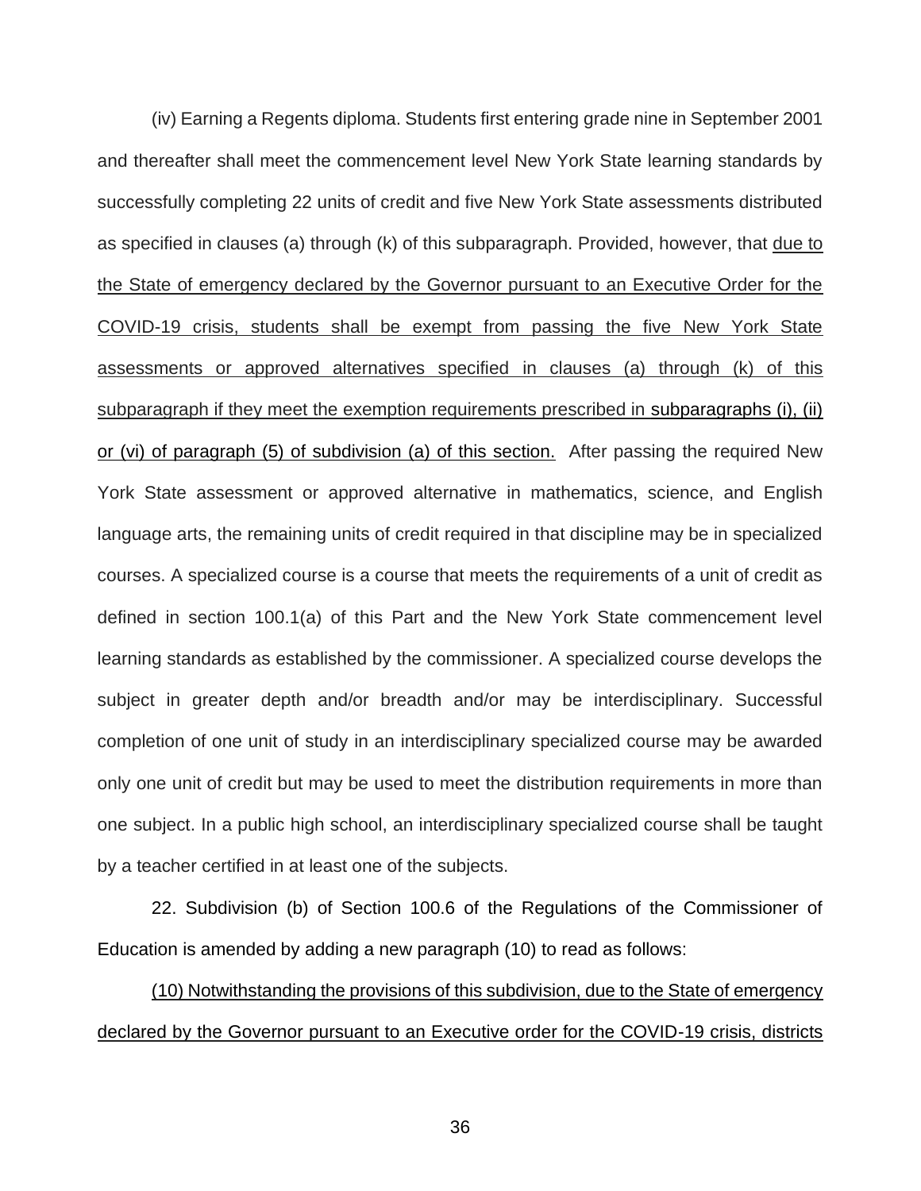(iv) Earning a Regents diploma. Students first entering grade nine in September 2001 and thereafter shall meet the commencement level New York State learning standards by successfully completing 22 units of credit and five New York State assessments distributed as specified in clauses (a) through (k) of this subparagraph. Provided, however, that <u>due to the State of emergency declared by the Governor pursuant to an Executive Order for the COVID-19 crisis, students shall be exempt from passing the five New York State assessments or approved alternatives specified in clauses (a) through (k) of this subparagraph if they meet the exemption requirements prescribed in subparagraphs (i), (ii) or (vi) of paragraph (5) of subdivision (a) of this section.</u> After passing the required New York State assessment or approved alternative in mathematics, science, and English language arts, the remaining units of credit required in that discipline may be in specialized courses. A specialized course is a course that meets the requirements of a unit of credit as defined in section 100.1(a) of this Part and the New York State commencement level learning standards as established by the commissioner. A specialized course develops the subject in greater depth and/or breadth and/or may be interdisciplinary. Successful completion of one unit of study in an interdisciplinary specialized course may be awarded only one unit of credit but may be used to meet the distribution requirements in more than one subject. In a public high school, an interdisciplinary specialized course shall be taught by a teacher certified in at least one of the subjects.

22. Subdivision (b) of Section 100.6 of the Regulations of the Commissioner of Education is amended by adding a new paragraph (10) to read as follows:

<u>(10) Notwithstanding the provisions of this subdivision, due to the State of emergency declared by the Governor pursuant to an Executive order for the COVID-19 crisis, districts</u>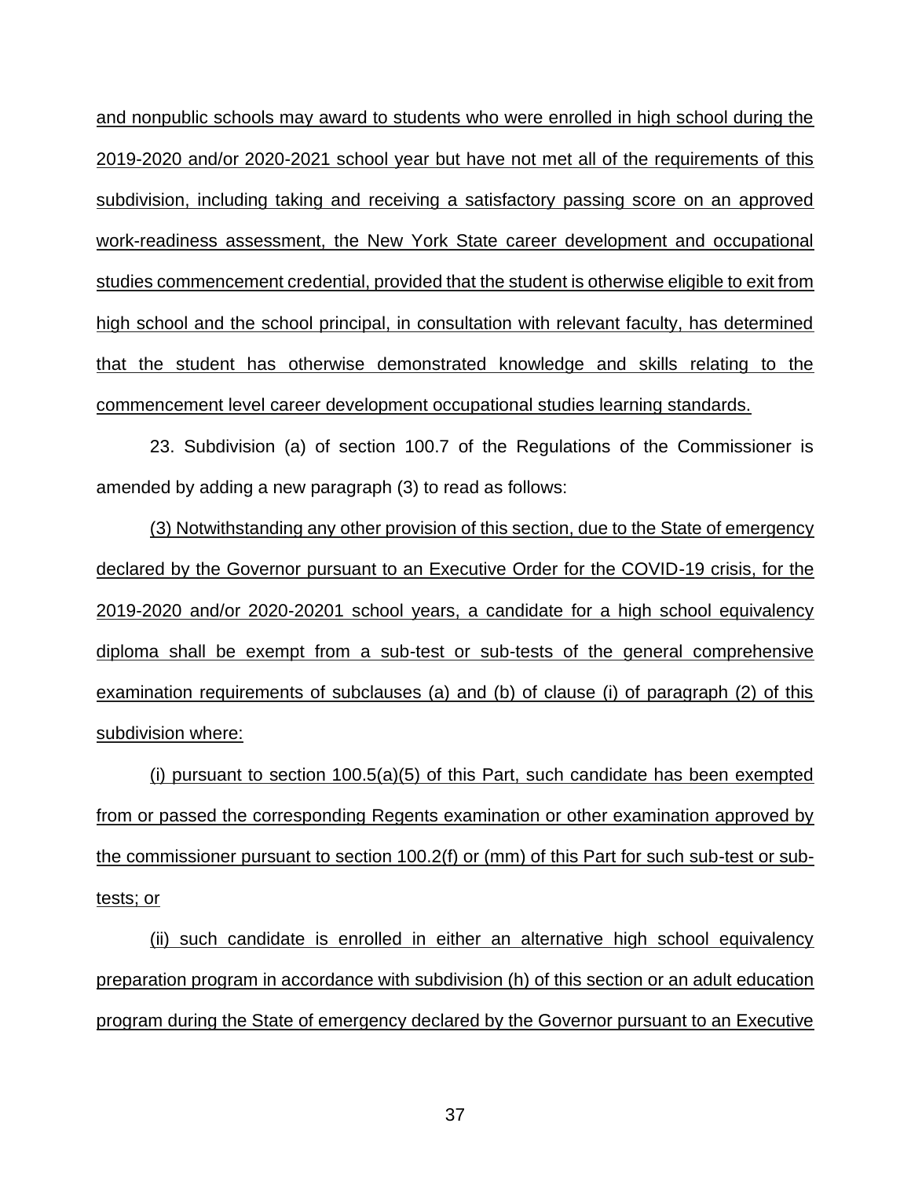and nonpublic schools may award to students who were enrolled in high school during the 2019-2020 and/or 2020-2021 school year but have not met all of the requirements of this subdivision, including taking and receiving a satisfactory passing score on an approved work-readiness assessment, the New York State career development and occupational studies commencement credential, provided that the student is otherwise eligible to exit from high school and the school principal, in consultation with relevant faculty, has determined that the student has otherwise demonstrated knowledge and skills relating to the commencement level career development occupational studies learning standards.

23. Subdivision (a) of section 100.7 of the Regulations of the Commissioner is amended by adding a new paragraph (3) to read as follows:

(3) Notwithstanding any other provision of this section, due to the State of emergency declared by the Governor pursuant to an Executive Order for the COVID-19 crisis, for the 2019-2020 and/or 2020-20201 school years, a candidate for a high school equivalency diploma shall be exempt from a sub-test or sub-tests of the general comprehensive examination requirements of subclauses (a) and (b) of clause (i) of paragraph (2) of this subdivision where:

(i) pursuant to section 100.5(a)(5) of this Part, such candidate has been exempted from or passed the corresponding Regents examination or other examination approved by the commissioner pursuant to section 100.2(f) or (mm) of this Part for such sub-test or sub-tests; or

(ii) such candidate is enrolled in either an alternative high school equivalency preparation program in accordance with subdivision (h) of this section or an adult education program during the State of emergency declared by the Governor pursuant to an Executive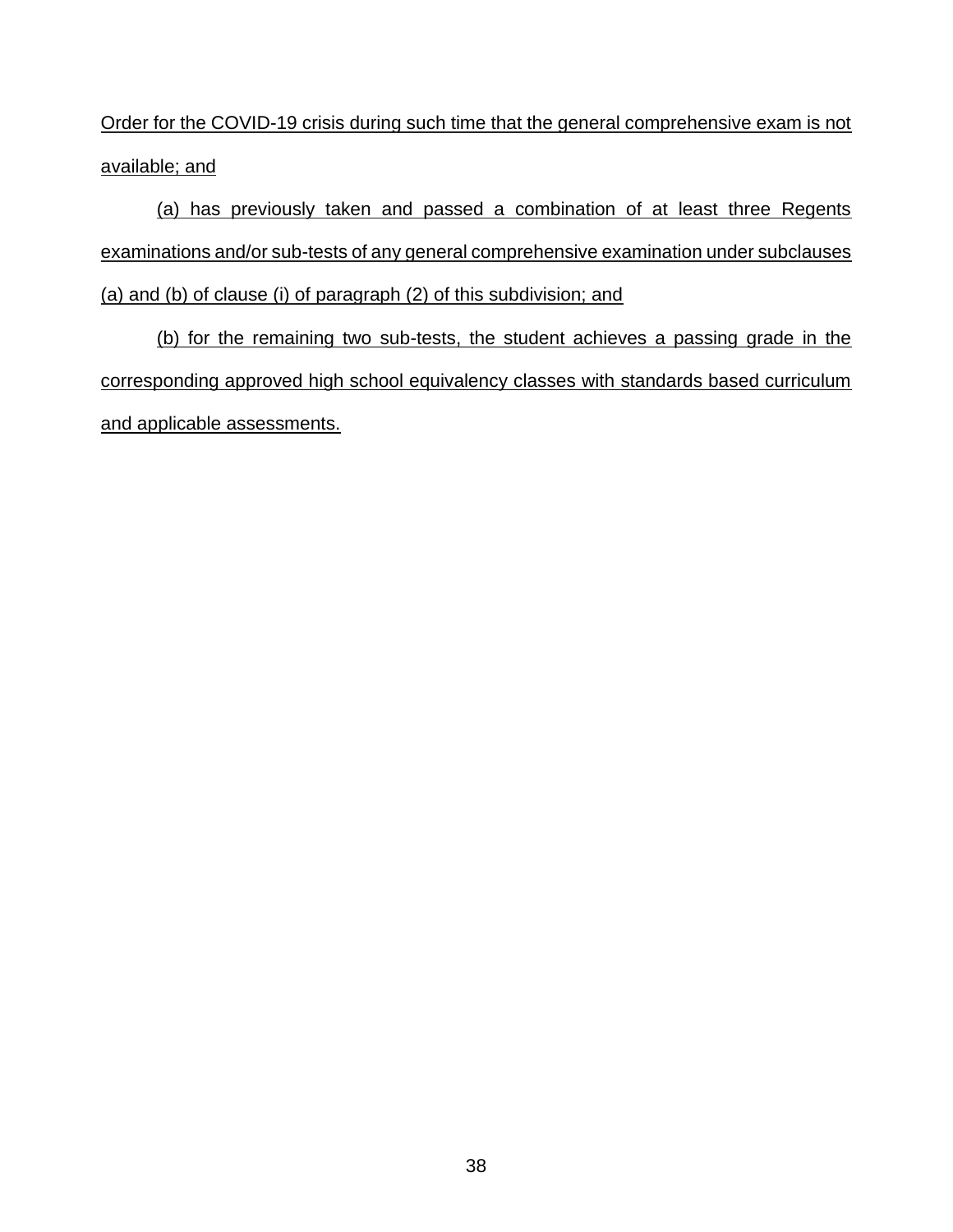Order for the COVID-19 crisis during such time that the general comprehensive exam is not available; and

(a) has previously taken and passed a combination of at least three Regents examinations and/or sub-tests of any general comprehensive examination under subclauses (a) and (b) of clause (i) of paragraph (2) of this subdivision; and

(b) for the remaining two sub-tests, the student achieves a passing grade in the corresponding approved high school equivalency classes with standards based curriculum and applicable assessments.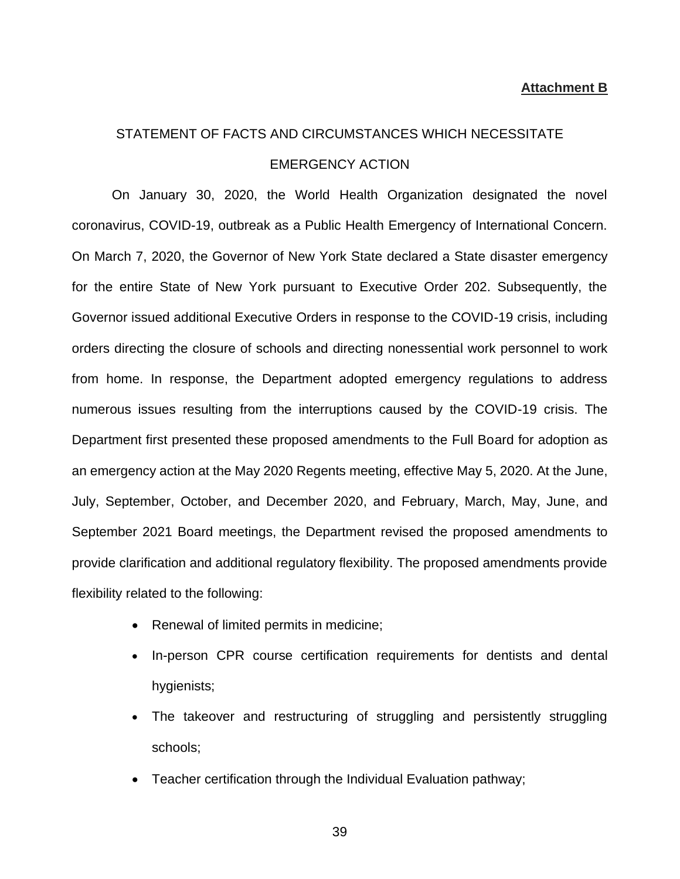**Attachment B**

STATEMENT OF FACTS AND CIRCUMSTANCES WHICH NECESSITATE EMERGENCY ACTION

On January 30, 2020, the World Health Organization designated the novel coronavirus, COVID-19, outbreak as a Public Health Emergency of International Concern. On March 7, 2020, the Governor of New York State declared a State disaster emergency for the entire State of New York pursuant to Executive Order 202. Subsequently, the Governor issued additional Executive Orders in response to the COVID-19 crisis, including orders directing the closure of schools and directing nonessential work personnel to work from home. In response, the Department adopted emergency regulations to address numerous issues resulting from the interruptions caused by the COVID-19 crisis. The Department first presented these proposed amendments to the Full Board for adoption as an emergency action at the May 2020 Regents meeting, effective May 5, 2020. At the June, July, September, October, and December 2020, and February, March, May, June, and September 2021 Board meetings, the Department revised the proposed amendments to provide clarification and additional regulatory flexibility. The proposed amendments provide flexibility related to the following:

- Renewal of limited permits in medicine;
- In-person CPR course certification requirements for dentists and dental hygienists;
- The takeover and restructuring of struggling and persistently struggling schools;
- Teacher certification through the Individual Evaluation pathway;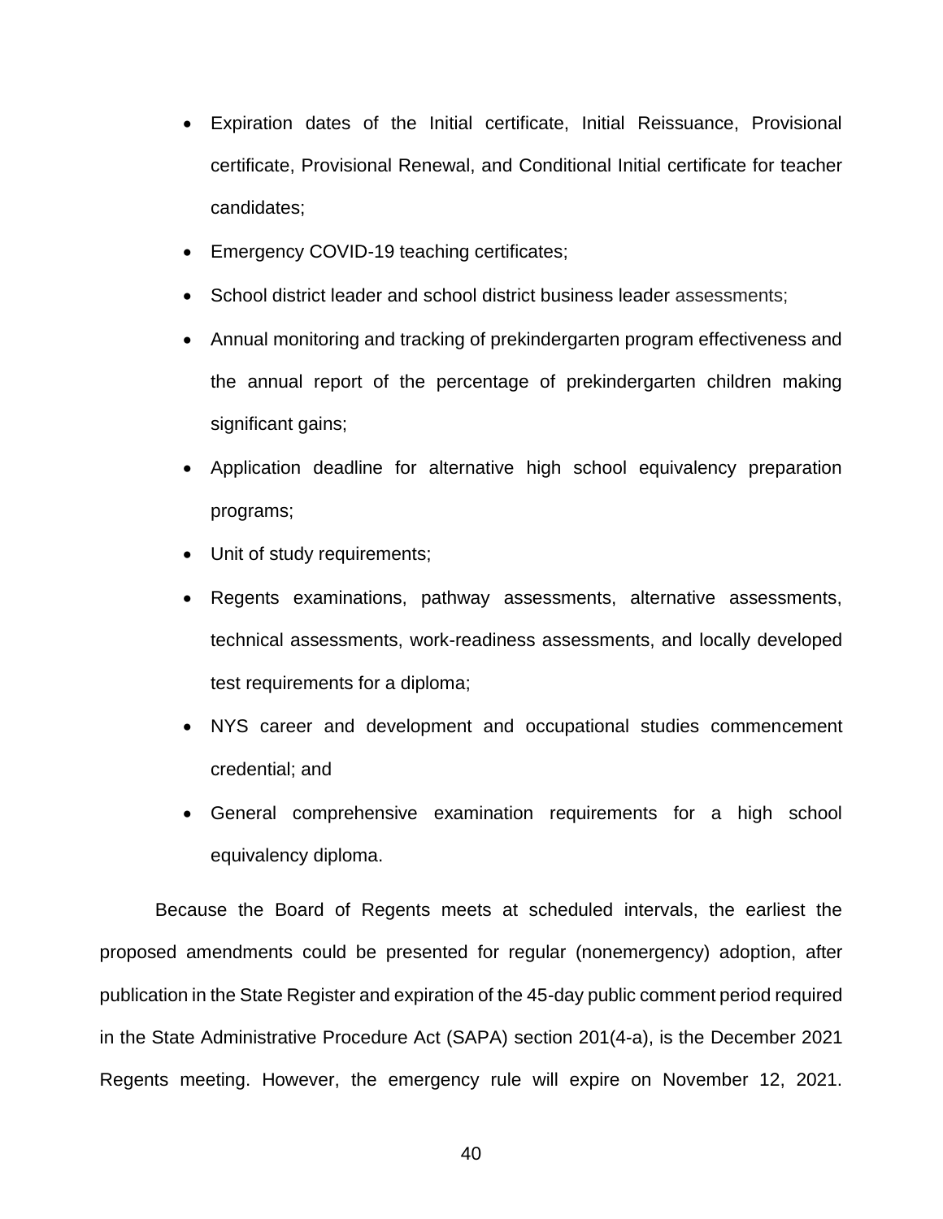- Expiration dates of the Initial certificate, Initial Reissuance, Provisional certificate, Provisional Renewal, and Conditional Initial certificate for teacher candidates;
- Emergency COVID-19 teaching certificates;
- School district leader and school district business leader assessments;
- Annual monitoring and tracking of prekindergarten program effectiveness and the annual report of the percentage of prekindergarten children making significant gains;
- Application deadline for alternative high school equivalency preparation programs;
- Unit of study requirements;
- Regents examinations, pathway assessments, alternative assessments, technical assessments, work-readiness assessments, and locally developed test requirements for a diploma;
- NYS career and development and occupational studies commencement credential; and
- General comprehensive examination requirements for a high school equivalency diploma.

Because the Board of Regents meets at scheduled intervals, the earliest the proposed amendments could be presented for regular (nonemergency) adoption, after publication in the State Register and expiration of the 45-day public comment period required in the State Administrative Procedure Act (SAPA) section 201(4-a), is the December 2021 Regents meeting. However, the emergency rule will expire on November 12, 2021.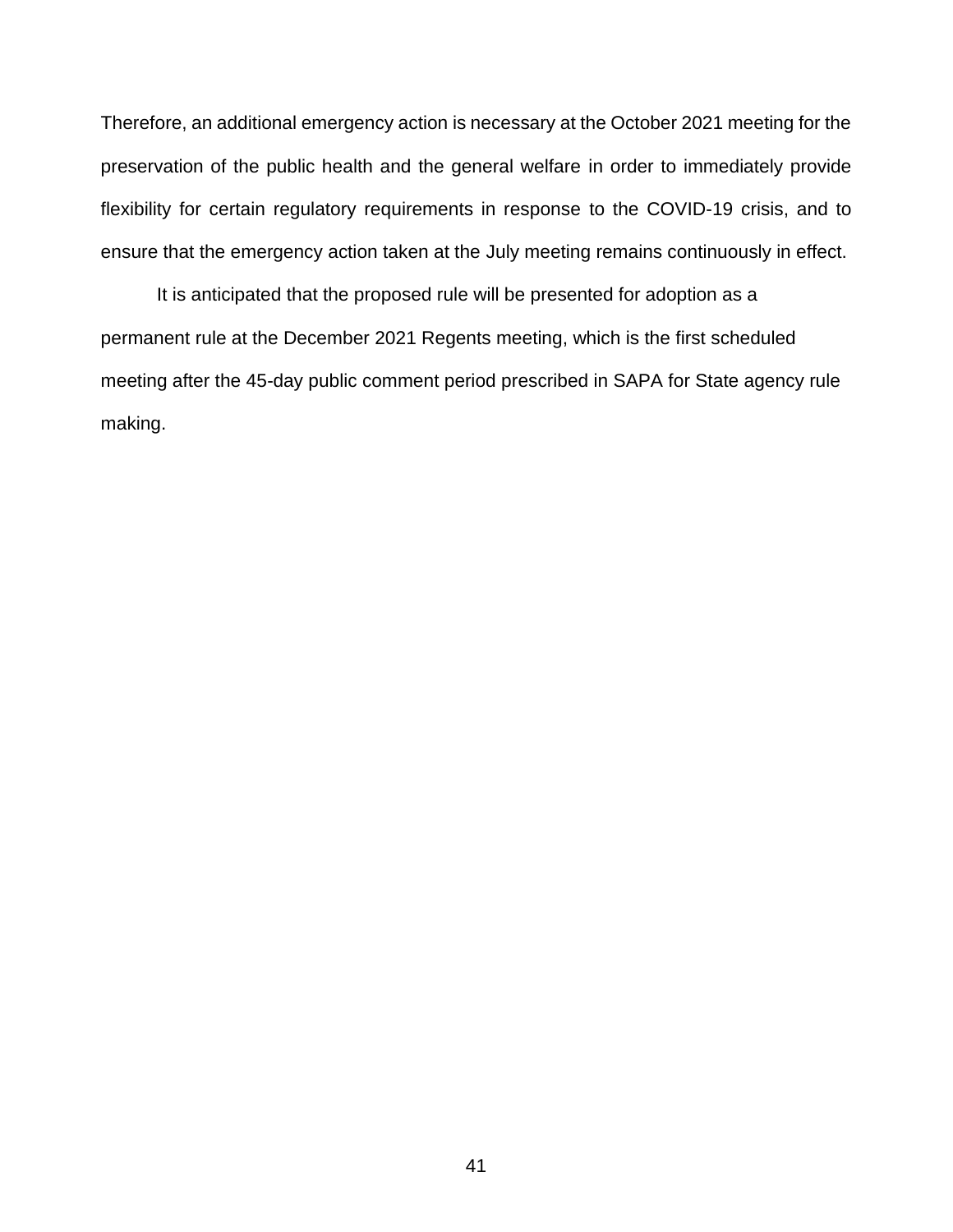Therefore, an additional emergency action is necessary at the October 2021 meeting for the preservation of the public health and the general welfare in order to immediately provide flexibility for certain regulatory requirements in response to the COVID-19 crisis, and to ensure that the emergency action taken at the July meeting remains continuously in effect.

It is anticipated that the proposed rule will be presented for adoption as a permanent rule at the December 2021 Regents meeting, which is the first scheduled meeting after the 45-day public comment period prescribed in SAPA for State agency rule making.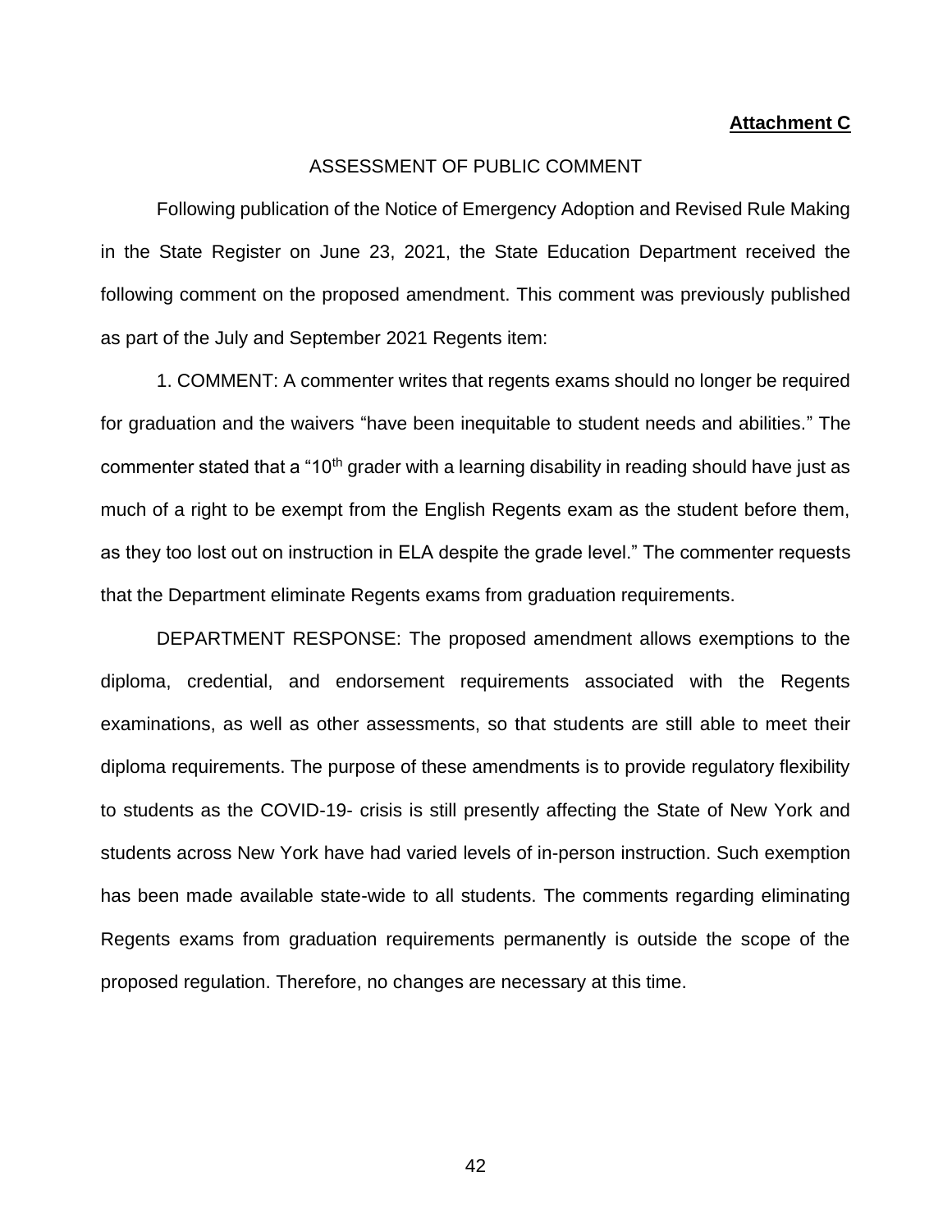**Attachment C**

ASSESSMENT OF PUBLIC COMMENT

Following publication of the Notice of Emergency Adoption and Revised Rule Making in the State Register on June 23, 2021, the State Education Department received the following comment on the proposed amendment. This comment was previously published as part of the July and September 2021 Regents item:

1. COMMENT: A commenter writes that regents exams should no longer be required for graduation and the waivers "have been inequitable to student needs and abilities." The commenter stated that a "10th grader with a learning disability in reading should have just as much of a right to be exempt from the English Regents exam as the student before them, as they too lost out on instruction in ELA despite the grade level." The commenter requests that the Department eliminate Regents exams from graduation requirements.

DEPARTMENT RESPONSE: The proposed amendment allows exemptions to the diploma, credential, and endorsement requirements associated with the Regents examinations, as well as other assessments, so that students are still able to meet their diploma requirements. The purpose of these amendments is to provide regulatory flexibility to students as the COVID-19- crisis is still presently affecting the State of New York and students across New York have had varied levels of in-person instruction. Such exemption has been made available state-wide to all students. The comments regarding eliminating Regents exams from graduation requirements permanently is outside the scope of the proposed regulation. Therefore, no changes are necessary at this time.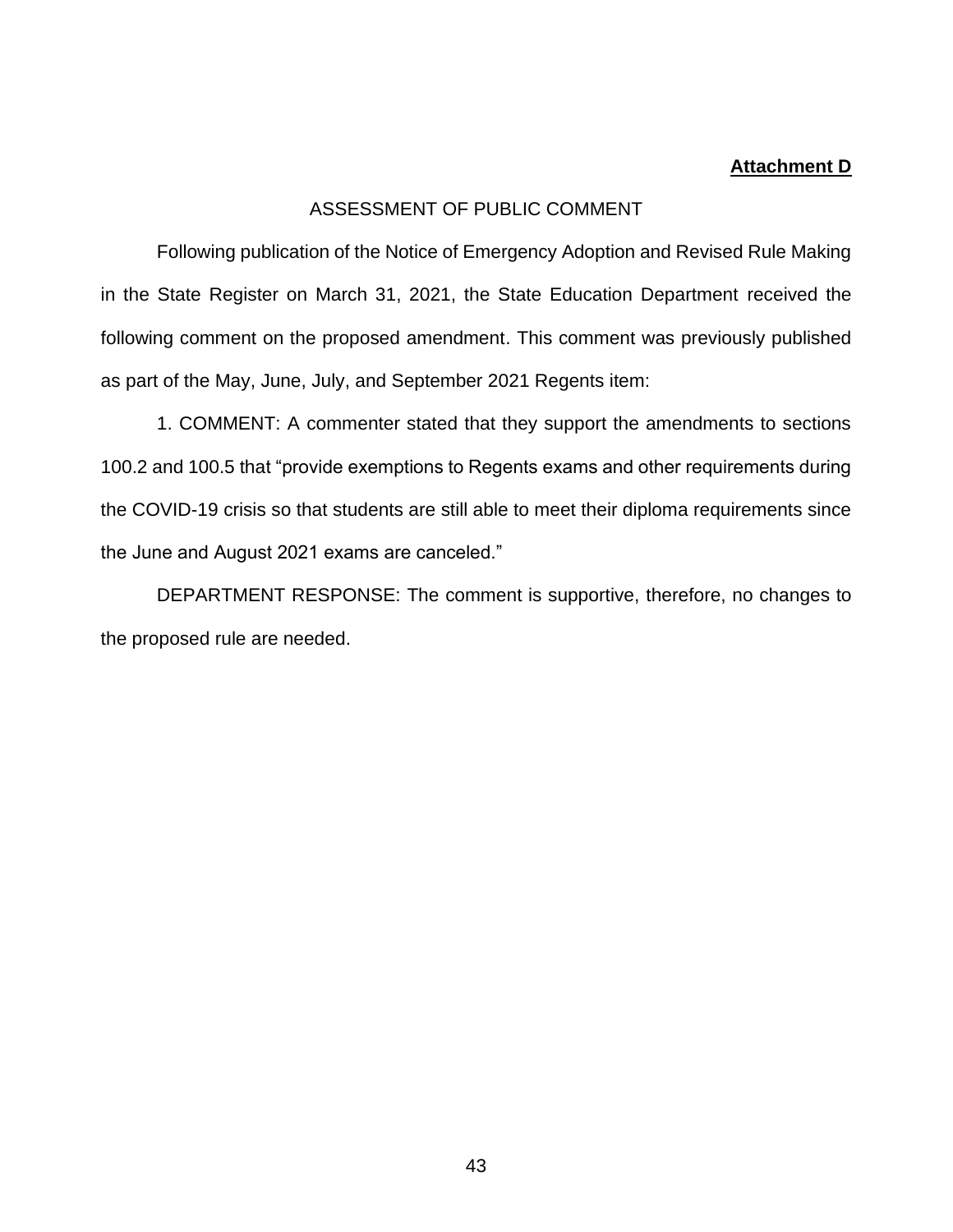**Attachment D**

ASSESSMENT OF PUBLIC COMMENT

Following publication of the Notice of Emergency Adoption and Revised Rule Making in the State Register on March 31, 2021, the State Education Department received the following comment on the proposed amendment. This comment was previously published as part of the May, June, July, and September 2021 Regents item:

1. COMMENT: A commenter stated that they support the amendments to sections 100.2 and 100.5 that "provide exemptions to Regents exams and other requirements during the COVID-19 crisis so that students are still able to meet their diploma requirements since the June and August 2021 exams are canceled."

DEPARTMENT RESPONSE: The comment is supportive, therefore, no changes to the proposed rule are needed.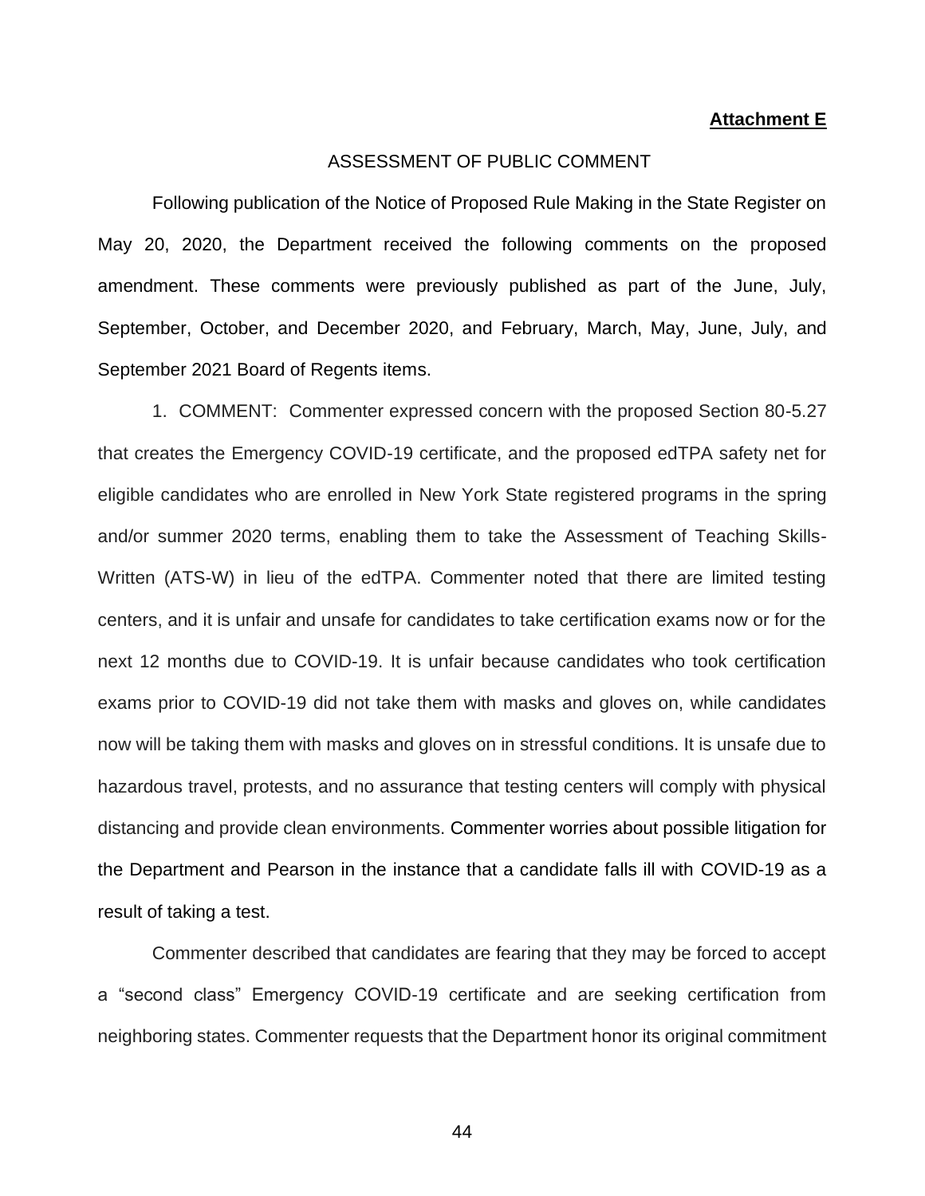**Attachment E**

ASSESSMENT OF PUBLIC COMMENT

Following publication of the Notice of Proposed Rule Making in the State Register on May 20, 2020, the Department received the following comments on the proposed amendment. These comments were previously published as part of the June, July, September, October, and December 2020, and February, March, May, June, July, and September 2021 Board of Regents items.

1. COMMENT: Commenter expressed concern with the proposed Section 80-5.27 that creates the Emergency COVID-19 certificate, and the proposed edTPA safety net for eligible candidates who are enrolled in New York State registered programs in the spring and/or summer 2020 terms, enabling them to take the Assessment of Teaching Skills-Written (ATS-W) in lieu of the edTPA. Commenter noted that there are limited testing centers, and it is unfair and unsafe for candidates to take certification exams now or for the next 12 months due to COVID-19. It is unfair because candidates who took certification exams prior to COVID-19 did not take them with masks and gloves on, while candidates now will be taking them with masks and gloves on in stressful conditions. It is unsafe due to hazardous travel, protests, and no assurance that testing centers will comply with physical distancing and provide clean environments. Commenter worries about possible litigation for the Department and Pearson in the instance that a candidate falls ill with COVID-19 as a result of taking a test.

Commenter described that candidates are fearing that they may be forced to accept a "second class" Emergency COVID-19 certificate and are seeking certification from neighboring states. Commenter requests that the Department honor its original commitment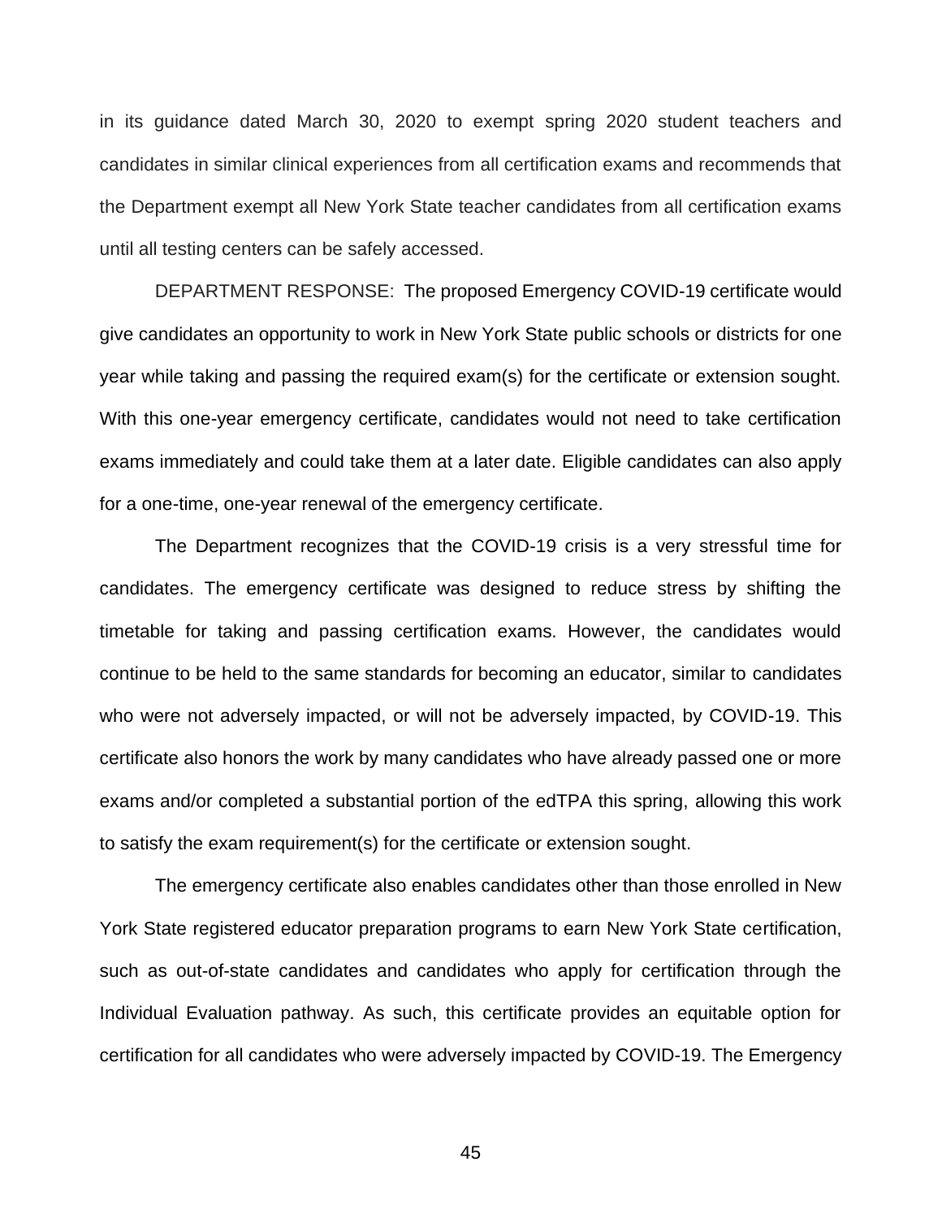in its guidance dated March 30, 2020 to exempt spring 2020 student teachers and candidates in similar clinical experiences from all certification exams and recommends that the Department exempt all New York State teacher candidates from all certification exams until all testing centers can be safely accessed.

DEPARTMENT RESPONSE: The proposed Emergency COVID-19 certificate would give candidates an opportunity to work in New York State public schools or districts for one year while taking and passing the required exam(s) for the certificate or extension sought. With this one-year emergency certificate, candidates would not need to take certification exams immediately and could take them at a later date. Eligible candidates can also apply for a one-time, one-year renewal of the emergency certificate.

The Department recognizes that the COVID-19 crisis is a very stressful time for candidates. The emergency certificate was designed to reduce stress by shifting the timetable for taking and passing certification exams. However, the candidates would continue to be held to the same standards for becoming an educator, similar to candidates who were not adversely impacted, or will not be adversely impacted, by COVID-19. This certificate also honors the work by many candidates who have already passed one or more exams and/or completed a substantial portion of the edTPA this spring, allowing this work to satisfy the exam requirement(s) for the certificate or extension sought.

The emergency certificate also enables candidates other than those enrolled in New York State registered educator preparation programs to earn New York State certification, such as out-of-state candidates and candidates who apply for certification through the Individual Evaluation pathway. As such, this certificate provides an equitable option for certification for all candidates who were adversely impacted by COVID-19. The Emergency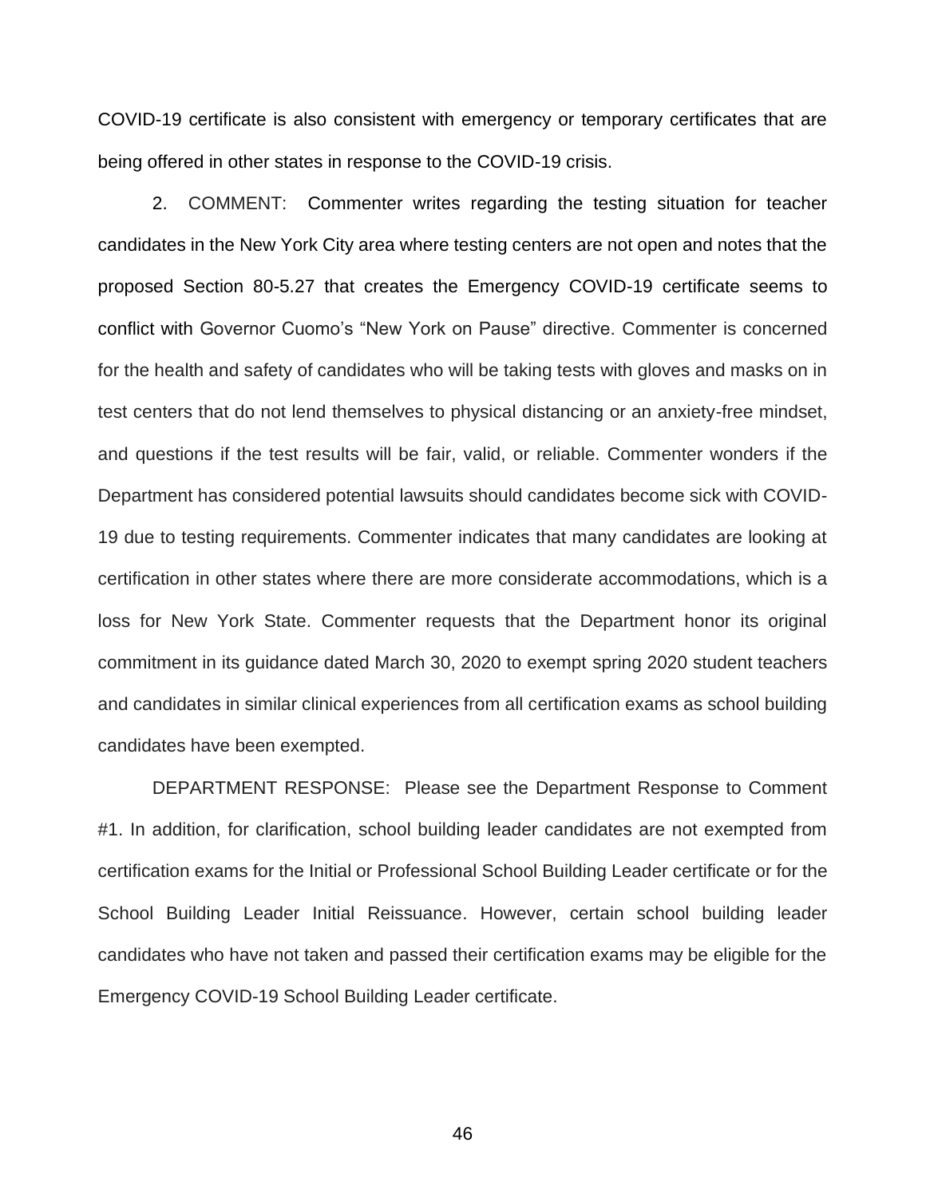COVID-19 certificate is also consistent with emergency or temporary certificates that are being offered in other states in response to the COVID-19 crisis.

2. COMMENT: Commenter writes regarding the testing situation for teacher candidates in the New York City area where testing centers are not open and notes that the proposed Section 80-5.27 that creates the Emergency COVID-19 certificate seems to conflict with Governor Cuomo's "New York on Pause" directive. Commenter is concerned for the health and safety of candidates who will be taking tests with gloves and masks on in test centers that do not lend themselves to physical distancing or an anxiety-free mindset, and questions if the test results will be fair, valid, or reliable. Commenter wonders if the Department has considered potential lawsuits should candidates become sick with COVID-19 due to testing requirements. Commenter indicates that many candidates are looking at certification in other states where there are more considerate accommodations, which is a loss for New York State. Commenter requests that the Department honor its original commitment in its guidance dated March 30, 2020 to exempt spring 2020 student teachers and candidates in similar clinical experiences from all certification exams as school building candidates have been exempted.

DEPARTMENT RESPONSE: Please see the Department Response to Comment #1. In addition, for clarification, school building leader candidates are not exempted from certification exams for the Initial or Professional School Building Leader certificate or for the School Building Leader Initial Reissuance. However, certain school building leader candidates who have not taken and passed their certification exams may be eligible for the Emergency COVID-19 School Building Leader certificate.